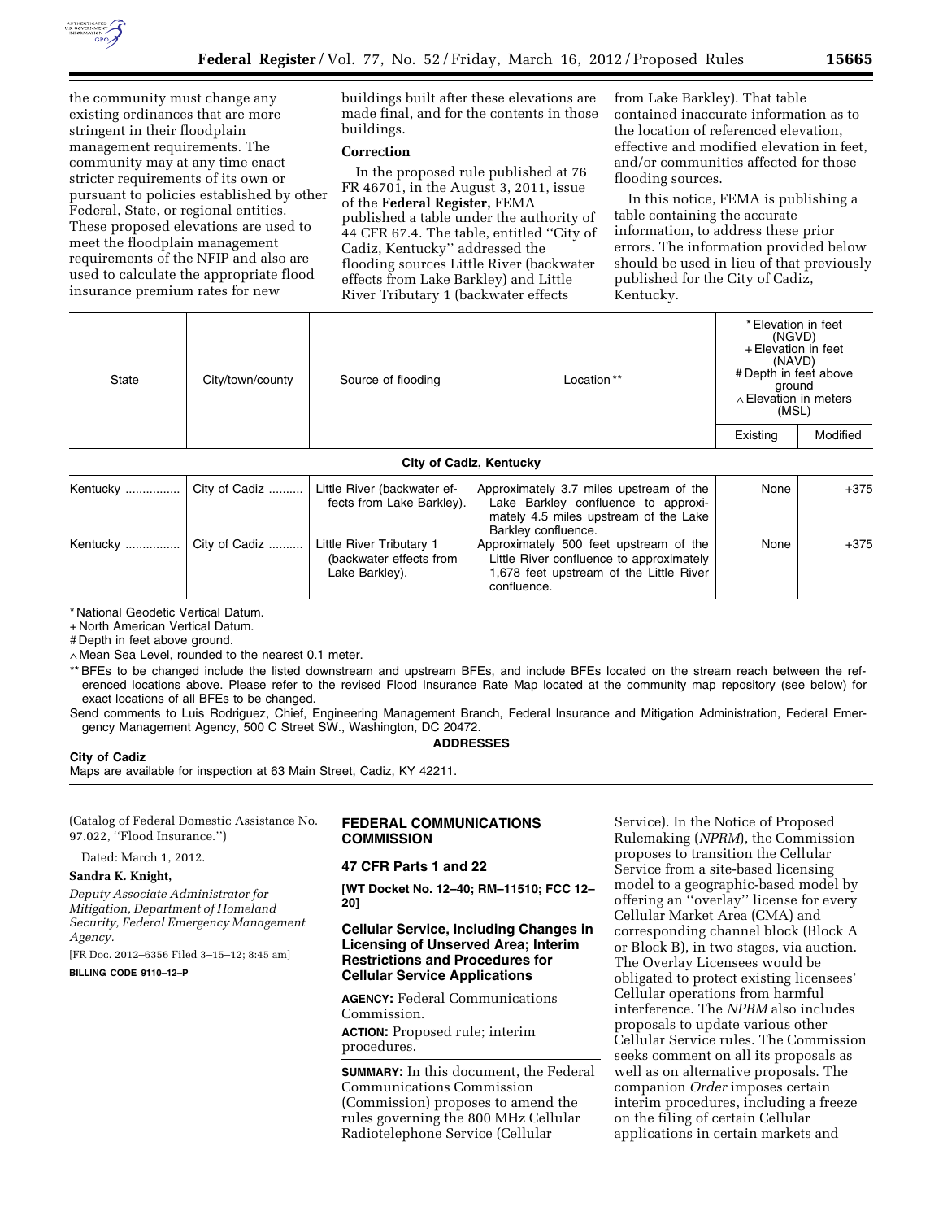the community must change any existing ordinances that are more stringent in their floodplain management requirements. The community may at any time enact stricter requirements of its own or pursuant to policies established by other Federal, State, or regional entities. These proposed elevations are used to meet the floodplain management requirements of the NFIP and also are used to calculate the appropriate flood insurance premium rates for new buildings built after these elevations are made final, and for the contents in those buildings.

**Correction**

In the proposed rule published at 76 FR 46701, in the August 3, 2011, issue of the **Federal Register,** FEMA published a table under the authority of 44 CFR 67.4. The table, entitled ''City of Cadiz, Kentucky'' addressed the flooding sources Little River (backwater effects from Lake Barkley) and Little River Tributary 1 (backwater effects from Lake Barkley). That table contained inaccurate information as to the location of referenced elevation, effective and modified elevation in feet, and/or communities affected for those flooding sources.

In this notice, FEMA is publishing a table containing the accurate information, to address these prior errors. The information provided below should be used in lieu of that previously published for the City of Cadiz, Kentucky.

| State | City/town/county | Source of flooding | Location ** | * Elevation in feet (NGVD) + Elevation in feet (NAVD) # Depth in feet above ground ∧ Elevation in meters (MSL) | |
|---|---|---|---|---|---|
| | | | | Existing | Modified |
| **City of Cadiz, Kentucky** | | | | | |
| Kentucky | City of Cadiz | Little River (backwater effects from Lake Barkley). | Approximately 3.7 miles upstream of the Lake Barkley confluence to approximately 4.5 miles upstream of the Lake Barkley confluence. | None | +375 |
| Kentucky | City of Cadiz | Little River Tributary 1 (backwater effects from Lake Barkley). | Approximately 500 feet upstream of the Little River confluence to approximately 1,678 feet upstream of the Little River confluence. | None | +375 |

\* National Geodetic Vertical Datum.
\+ North American Vertical Datum.
\# Depth in feet above ground.
∧ Mean Sea Level, rounded to the nearest 0.1 meter.
\*\* BFEs to be changed include the listed downstream and upstream BFEs, and include BFEs located on the stream reach between the referenced locations above. Please refer to the revised Flood Insurance Rate Map located at the community map repository (see below) for exact locations of all BFEs to be changed.

Send comments to Luis Rodriguez, Chief, Engineering Management Branch, Federal Insurance and Mitigation Administration, Federal Emergency Management Agency, 500 C Street SW., Washington, DC 20472.

**ADDRESSES**

**City of Cadiz**

Maps are available for inspection at 63 Main Street, Cadiz, KY 42211.

(Catalog of Federal Domestic Assistance No. 97.022, ''Flood Insurance.'')

Dated: March 1, 2012.

**Sandra K. Knight,**

*Deputy Associate Administrator for Mitigation, Department of Homeland Security, Federal Emergency Management Agency.*

[FR Doc. 2012–6356 Filed 3–15–12; 8:45 am]

**BILLING CODE 9110–12–P**

## FEDERAL COMMUNICATIONS COMMISSION

### 47 CFR Parts 1 and 22

**[WT Docket No. 12–40; RM–11510; FCC 12–20]**

### Cellular Service, Including Changes in Licensing of Unserved Area; Interim Restrictions and Procedures for Cellular Service Applications

**AGENCY:** Federal Communications Commission.

**ACTION:** Proposed rule; interim procedures.

**SUMMARY:** In this document, the Federal Communications Commission (Commission) proposes to amend the rules governing the 800 MHz Cellular Radiotelephone Service (Cellular Service). In the Notice of Proposed Rulemaking (*NPRM*), the Commission proposes to transition the Cellular Service from a site-based licensing model to a geographic-based model by offering an ''overlay'' license for every Cellular Market Area (CMA) and corresponding channel block (Block A or Block B), in two stages, via auction. The Overlay Licensees would be obligated to protect existing licensees' Cellular operations from harmful interference. The *NPRM* also includes proposals to update various other Cellular Service rules. The Commission seeks comment on all its proposals as well as on alternative proposals. The companion *Order* imposes certain interim procedures, including a freeze on the filing of certain Cellular applications in certain markets and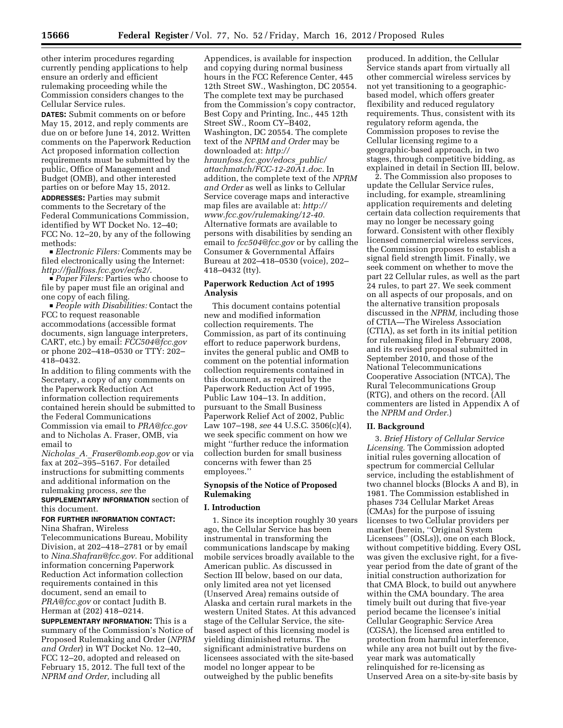other interim procedures regarding currently pending applications to help ensure an orderly and efficient rulemaking proceeding while the Commission considers changes to the Cellular Service rules.

**DATES:** Submit comments on or before May 15, 2012, and reply comments are due on or before June 14, 2012. Written comments on the Paperwork Reduction Act proposed information collection requirements must be submitted by the public, Office of Management and Budget (OMB), and other interested parties on or before May 15, 2012.

**ADDRESSES:** Parties may submit comments to the Secretary of the Federal Communications Commission, identified by WT Docket No. 12–40; FCC No. 12–20, by any of the following methods:

- *Electronic Filers:* Comments may be filed electronically using the Internet: *http://fjallfoss.fcc.gov/ecfs2/.*
- *Paper Filers:* Parties who choose to file by paper must file an original and one copy of each filing.
- *People with Disabilities:* Contact the FCC to request reasonable accommodations (accessible format documents, sign language interpreters, CART, etc.) by email: *FCC504@fcc.gov* or phone 202–418–0530 or TTY: 202–418–0432.

In addition to filing comments with the Secretary, a copy of any comments on the Paperwork Reduction Act information collection requirements contained herein should be submitted to the Federal Communications Commission via email to *PRA@fcc.gov* and to Nicholas A. Fraser, OMB, via email to *Nicholas_A._Fraser@omb.eop.gov* or via fax at 202–395–5167. For detailed instructions for submitting comments and additional information on the rulemaking process, *see* the **SUPPLEMENTARY INFORMATION** section of this document.

**FOR FURTHER INFORMATION CONTACT:** Nina Shafran, Wireless Telecommunications Bureau, Mobility Division, at 202–418–2781 or by email to *Nina.Shafran@fcc.gov.* For additional information concerning Paperwork Reduction Act information collection requirements contained in this document, send an email to *PRA@fcc.gov* or contact Judith B. Herman at (202) 418–0214.

**SUPPLEMENTARY INFORMATION:** This is a summary of the Commission's Notice of Proposed Rulemaking and Order (*NPRM and Order*) in WT Docket No. 12–40, FCC 12–20, adopted and released on February 15, 2012. The full text of the *NPRM and Order,* including all Appendices, is available for inspection and copying during normal business hours in the FCC Reference Center, 445 12th Street SW., Washington, DC 20554. The complete text may be purchased from the Commission's copy contractor, Best Copy and Printing, Inc., 445 12th Street SW., Room CY–B402, Washington, DC 20554. The complete text of the *NPRM and Order* may be downloaded at: *http://hraunfoss.fcc.gov/edocs_public/attachmatch/FCC-12-20A1.doc.* In addition, the complete text of the *NPRM and Order* as well as links to Cellular Service coverage maps and interactive map files are available at: *http://www.fcc.gov/rulemaking/12-40.* Alternative formats are available to persons with disabilities by sending an email to *fcc504@fcc.gov* or by calling the Consumer & Governmental Affairs Bureau at 202–418–0530 (voice), 202–418–0432 (tty).

## Paperwork Reduction Act of 1995 Analysis

This document contains potential new and modified information collection requirements. The Commission, as part of its continuing effort to reduce paperwork burdens, invites the general public and OMB to comment on the potential information collection requirements contained in this document, as required by the Paperwork Reduction Act of 1995, Public Law 104–13. In addition, pursuant to the Small Business Paperwork Relief Act of 2002, Public Law 107–198, *see* 44 U.S.C. 3506(c)(4), we seek specific comment on how we might "further reduce the information collection burden for small business concerns with fewer than 25 employees."

## Synopsis of the Notice of Proposed Rulemaking

### I. Introduction

1. Since its inception roughly 30 years ago, the Cellular Service has been instrumental in transforming the communications landscape by making mobile services broadly available to the American public. As discussed in Section III below, based on our data, only limited area not yet licensed (Unserved Area) remains outside of Alaska and certain rural markets in the western United States. At this advanced stage of the Cellular Service, the site-based aspect of this licensing model is yielding diminished returns. The significant administrative burdens on licensees associated with the site-based model no longer appear to be outweighed by the public benefits produced. In addition, the Cellular Service stands apart from virtually all other commercial wireless services by not yet transitioning to a geographic-based model, which offers greater flexibility and reduced regulatory requirements. Thus, consistent with its regulatory reform agenda, the Commission proposes to revise the Cellular licensing regime to a geographic-based approach, in two stages, through competitive bidding, as explained in detail in Section III, below.

2. The Commission also proposes to update the Cellular Service rules, including, for example, streamlining application requirements and deleting certain data collection requirements that may no longer be necessary going forward. Consistent with other flexibly licensed commercial wireless services, the Commission proposes to establish a signal field strength limit. Finally, we seek comment on whether to move the part 22 Cellular rules, as well as the part 24 rules, to part 27. We seek comment on all aspects of our proposals, and on the alternative transition proposals discussed in the *NPRM,* including those of CTIA—The Wireless Association (CTIA), as set forth in its initial petition for rulemaking filed in February 2008, and its revised proposal submitted in September 2010, and those of the National Telecommunications Cooperative Association (NTCA), The Rural Telecommunications Group (RTG), and others on the record. (All commenters are listed in Appendix A of the *NPRM and Order.*)

### II. Background

3. *Brief History of Cellular Service Licensing.* The Commission adopted initial rules governing allocation of spectrum for commercial Cellular service, including the establishment of two channel blocks (Blocks A and B), in 1981. The Commission established in phases 734 Cellular Market Areas (CMAs) for the purpose of issuing licenses to two Cellular providers per market (herein, "Original System Licensees" (OSLs)), one on each Block, without competitive bidding. Every OSL was given the exclusive right, for a five-year period from the date of grant of the initial construction authorization for that CMA Block, to build out anywhere within the CMA boundary. The area timely built out during that five-year period became the licensee's initial Cellular Geographic Service Area (CGSA), the licensed area entitled to protection from harmful interference, while any area not built out by the five-year mark was automatically relinquished for re-licensing as Unserved Area on a site-by-site basis by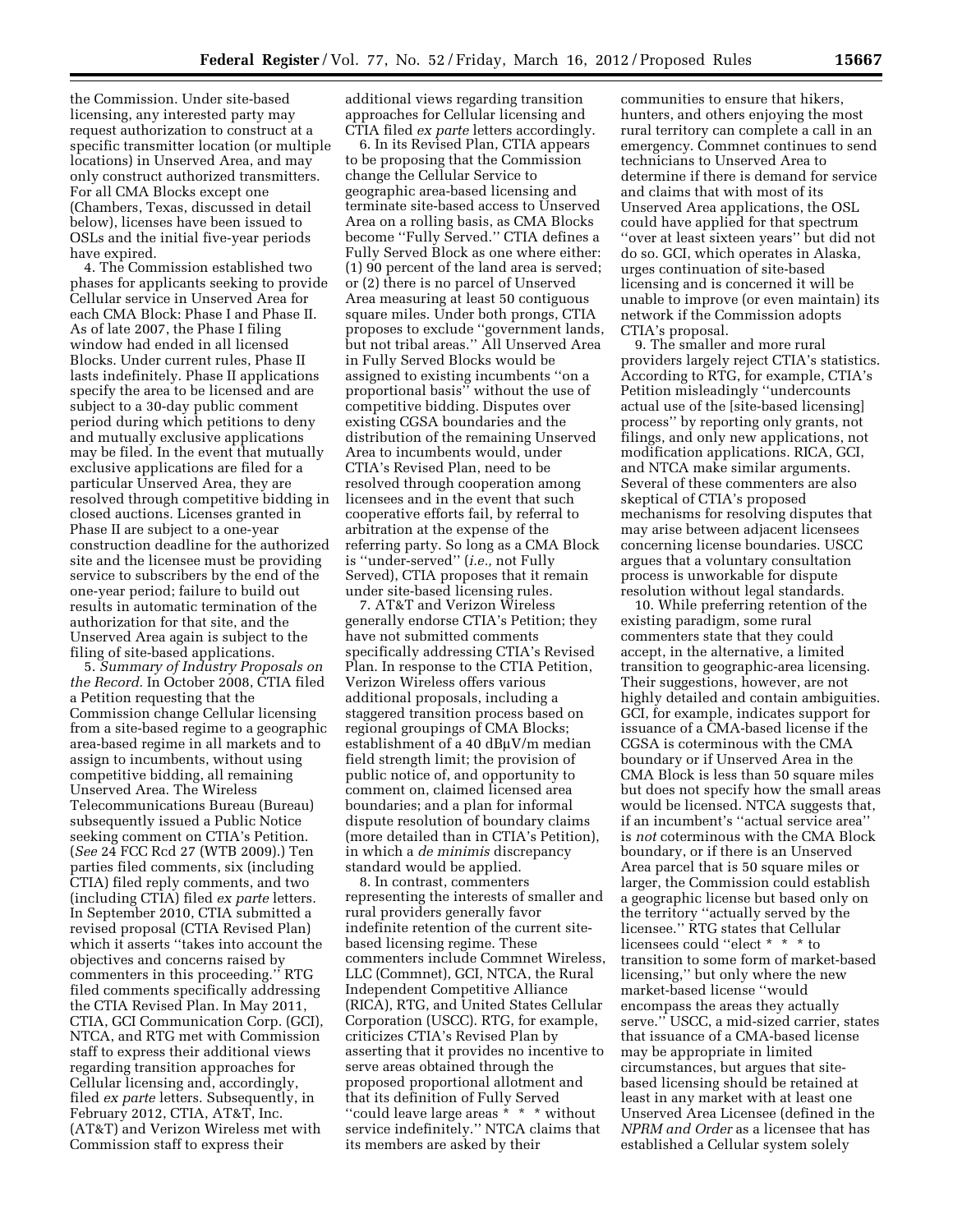the Commission. Under site-based licensing, any interested party may request authorization to construct at a specific transmitter location (or multiple locations) in Unserved Area, and may only construct authorized transmitters. For all CMA Blocks except one (Chambers, Texas, discussed in detail below), licenses have been issued to OSLs and the initial five-year periods have expired.

4. The Commission established two phases for applicants seeking to provide Cellular service in Unserved Area for each CMA Block: Phase I and Phase II. As of late 2007, the Phase I filing window had ended in all licensed Blocks. Under current rules, Phase II lasts indefinitely. Phase II applications specify the area to be licensed and are subject to a 30-day public comment period during which petitions to deny and mutually exclusive applications may be filed. In the event that mutually exclusive applications are filed for a particular Unserved Area, they are resolved through competitive bidding in closed auctions. Licenses granted in Phase II are subject to a one-year construction deadline for the authorized site and the licensee must be providing service to subscribers by the end of the one-year period; failure to build out results in automatic termination of the authorization for that site, and the Unserved Area again is subject to the filing of site-based applications.

5. *Summary of Industry Proposals on the Record.* In October 2008, CTIA filed a Petition requesting that the Commission change Cellular licensing from a site-based regime to a geographic area-based regime in all markets and to assign to incumbents, without using competitive bidding, all remaining Unserved Area. The Wireless Telecommunications Bureau (Bureau) subsequently issued a Public Notice seeking comment on CTIA's Petition. (*See* 24 FCC Rcd 27 (WTB 2009).) Ten parties filed comments, six (including CTIA) filed reply comments, and two (including CTIA) filed *ex parte* letters. In September 2010, CTIA submitted a revised proposal (CTIA Revised Plan) which it asserts "takes into account the objectives and concerns raised by commenters in this proceeding." RTG filed comments specifically addressing the CTIA Revised Plan. In May 2011, CTIA, GCI Communication Corp. (GCI), NTCA, and RTG met with Commission staff to express their additional views regarding transition approaches for Cellular licensing and, accordingly, filed *ex parte* letters. Subsequently, in February 2012, CTIA, AT&T, Inc. (AT&T) and Verizon Wireless met with Commission staff to express their additional views regarding transition approaches for Cellular licensing and CTIA filed *ex parte* letters accordingly.

6. In its Revised Plan, CTIA appears to be proposing that the Commission change the Cellular Service to geographic area-based licensing and terminate site-based access to Unserved Area on a rolling basis, as CMA Blocks become "Fully Served." CTIA defines a Fully Served Block as one where either: (1) 90 percent of the land area is served; or (2) there is no parcel of Unserved Area measuring at least 50 contiguous square miles. Under both prongs, CTIA proposes to exclude "government lands, but not tribal areas." All Unserved Area in Fully Served Blocks would be assigned to existing incumbents "on a proportional basis" without the use of competitive bidding. Disputes over existing CGSA boundaries and the distribution of the remaining Unserved Area to incumbents would, under CTIA's Revised Plan, need to be resolved through cooperation among licensees and in the event that such cooperative efforts fail, by referral to arbitration at the expense of the referring party. So long as a CMA Block is "under-served" (*i.e.,* not Fully Served), CTIA proposes that it remain under site-based licensing rules.

7. AT&T and Verizon Wireless generally endorse CTIA's Petition; they have not submitted comments specifically addressing CTIA's Revised Plan. In response to the CTIA Petition, Verizon Wireless offers various additional proposals, including a staggered transition process based on regional groupings of CMA Blocks; establishment of a 40 dBμV/m median field strength limit; the provision of public notice of, and opportunity to comment on, claimed licensed area boundaries; and a plan for informal dispute resolution of boundary claims (more detailed than in CTIA's Petition), in which a *de minimis* discrepancy standard would be applied.

8. In contrast, commenters representing the interests of smaller and rural providers generally favor indefinite retention of the current site-based licensing regime. These commenters include Commnet Wireless, LLC (Commnet), GCI, NTCA, the Rural Independent Competitive Alliance (RICA), RTG, and United States Cellular Corporation (USCC). RTG, for example, criticizes CTIA's Revised Plan by asserting that it provides no incentive to serve areas obtained through the proposed proportional allotment and that its definition of Fully Served "could leave large areas * * * without service indefinitely." NTCA claims that its members are asked by their communities to ensure that hikers, hunters, and others enjoying the most rural territory can complete a call in an emergency. Commnet continues to send technicians to Unserved Area to determine if there is demand for service and claims that with most of its Unserved Area applications, the OSL could have applied for that spectrum "over at least sixteen years" but did not do so. GCI, which operates in Alaska, urges continuation of site-based licensing and is concerned it will be unable to improve (or even maintain) its network if the Commission adopts CTIA's proposal.

9. The smaller and more rural providers largely reject CTIA's statistics. According to RTG, for example, CTIA's Petition misleadingly "undercounts actual use of the [site-based licensing] process" by reporting only grants, not filings, and only new applications, not modification applications. RICA, GCI, and NTCA make similar arguments. Several of these commenters are also skeptical of CTIA's proposed mechanisms for resolving disputes that may arise between adjacent licensees concerning license boundaries. USCC argues that a voluntary consultation process is unworkable for dispute resolution without legal standards.

10. While preferring retention of the existing paradigm, some rural commenters state that they could accept, in the alternative, a limited transition to geographic-area licensing. Their suggestions, however, are not highly detailed and contain ambiguities. GCI, for example, indicates support for issuance of a CMA-based license if the CGSA is coterminous with the CMA boundary or if Unserved Area in the CMA Block is less than 50 square miles but does not specify how the small areas would be licensed. NTCA suggests that, if an incumbent's "actual service area" is *not* coterminous with the CMA Block boundary, or if there is an Unserved Area parcel that is 50 square miles or larger, the Commission could establish a geographic license but based only on the territory "actually served by the licensee." RTG states that Cellular licensees could "elect * * * to transition to some form of market-based licensing," but only where the new market-based license "would encompass the areas they actually serve." USCC, a mid-sized carrier, states that issuance of a CMA-based license may be appropriate in limited circumstances, but argues that site-based licensing should be retained at least in any market with at least one Unserved Area Licensee (defined in the *NPRM and Order* as a licensee that has established a Cellular system solely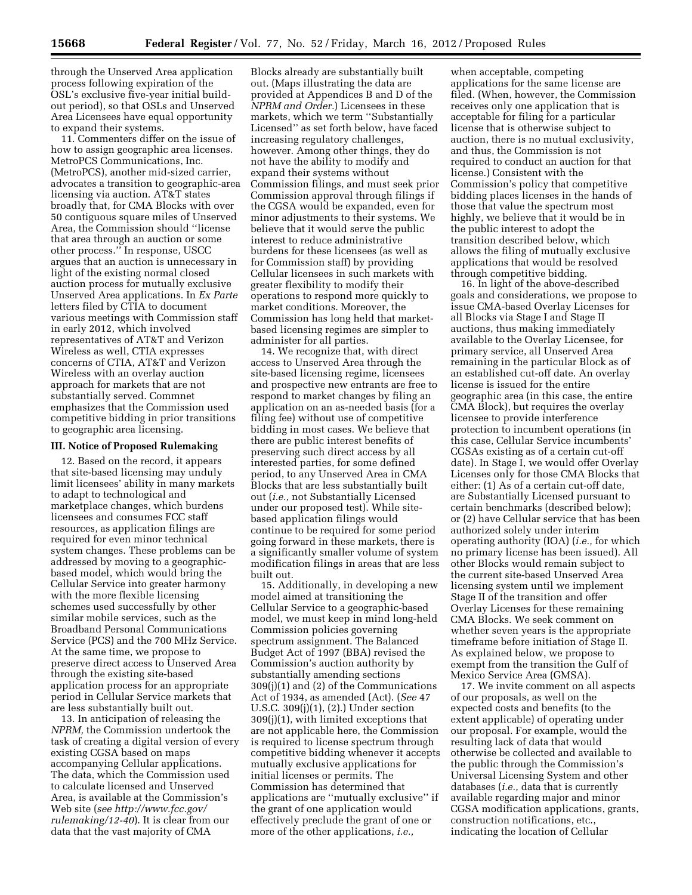through the Unserved Area application process following expiration of the OSL's exclusive five-year initial build-out period), so that OSLs and Unserved Area Licensees have equal opportunity to expand their systems.

11. Commenters differ on the issue of how to assign geographic area licenses. MetroPCS Communications, Inc. (MetroPCS), another mid-sized carrier, advocates a transition to geographic-area licensing via auction. AT&T states broadly that, for CMA Blocks with over 50 contiguous square miles of Unserved Area, the Commission should ''license that area through an auction or some other process.'' In response, USCC argues that an auction is unnecessary in light of the existing normal closed auction process for mutually exclusive Unserved Area applications. In *Ex Parte* letters filed by CTIA to document various meetings with Commission staff in early 2012, which involved representatives of AT&T and Verizon Wireless as well, CTIA expresses concerns of CTIA, AT&T and Verizon Wireless with an overlay auction approach for markets that are not substantially served. Commnet emphasizes that the Commission used competitive bidding in prior transitions to geographic area licensing.

### III. Notice of Proposed Rulemaking

12. Based on the record, it appears that site-based licensing may unduly limit licensees' ability in many markets to adapt to technological and marketplace changes, which burdens licensees and consumes FCC staff resources, as application filings are required for even minor technical system changes. These problems can be addressed by moving to a geographic-based model, which would bring the Cellular Service into greater harmony with the more flexible licensing schemes used successfully by other similar mobile services, such as the Broadband Personal Communications Service (PCS) and the 700 MHz Service. At the same time, we propose to preserve direct access to Unserved Area through the existing site-based application process for an appropriate period in Cellular Service markets that are less substantially built out.

13. In anticipation of releasing the *NPRM,* the Commission undertook the task of creating a digital version of every existing CGSA based on maps accompanying Cellular applications. The data, which the Commission used to calculate licensed and Unserved Area, is available at the Commission's Web site (*see http://www.fcc.gov/rulemaking/12-40*). It is clear from our data that the vast majority of CMA Blocks already are substantially built out. (Maps illustrating the data are provided at Appendices B and D of the *NPRM and Order.*) Licensees in these markets, which we term ''Substantially Licensed'' as set forth below, have faced increasing regulatory challenges, however. Among other things, they do not have the ability to modify and expand their systems without Commission filings, and must seek prior Commission approval through filings if the CGSA would be expanded, even for minor adjustments to their systems. We believe that it would serve the public interest to reduce administrative burdens for these licensees (as well as for Commission staff) by providing Cellular licensees in such markets with greater flexibility to modify their operations to respond more quickly to market conditions. Moreover, the Commission has long held that market-based licensing regimes are simpler to administer for all parties.

14. We recognize that, with direct access to Unserved Area through the site-based licensing regime, licensees and prospective new entrants are free to respond to market changes by filing an application on an as-needed basis (for a filing fee) without use of competitive bidding in most cases. We believe that there are public interest benefits of preserving such direct access by all interested parties, for some defined period, to any Unserved Area in CMA Blocks that are less substantially built out (*i.e.,* not Substantially Licensed under our proposed test). While site-based application filings would continue to be required for some period going forward in these markets, there is a significantly smaller volume of system modification filings in areas that are less built out.

15. Additionally, in developing a new model aimed at transitioning the Cellular Service to a geographic-based model, we must keep in mind long-held Commission policies governing spectrum assignment. The Balanced Budget Act of 1997 (BBA) revised the Commission's auction authority by substantially amending sections 309(j)(1) and (2) of the Communications Act of 1934, as amended (Act). (*See* 47 U.S.C. 309(j)(1), (2).) Under section 309(j)(1), with limited exceptions that are not applicable here, the Commission is required to license spectrum through competitive bidding whenever it accepts mutually exclusive applications for initial licenses or permits. The Commission has determined that applications are ''mutually exclusive'' if the grant of one application would effectively preclude the grant of one or more of the other applications, *i.e.,* when acceptable, competing applications for the same license are filed. (When, however, the Commission receives only one application that is acceptable for filing for a particular license that is otherwise subject to auction, there is no mutual exclusivity, and thus, the Commission is not required to conduct an auction for that license.) Consistent with the Commission's policy that competitive bidding places licenses in the hands of those that value the spectrum most highly, we believe that it would be in the public interest to adopt the transition described below, which allows the filing of mutually exclusive applications that would be resolved through competitive bidding.

16. In light of the above-described goals and considerations, we propose to issue CMA-based Overlay Licenses for all Blocks via Stage I and Stage II auctions, thus making immediately available to the Overlay Licensee, for primary service, all Unserved Area remaining in the particular Block as of an established cut-off date. An overlay license is issued for the entire geographic area (in this case, the entire CMA Block), but requires the overlay licensee to provide interference protection to incumbent operations (in this case, Cellular Service incumbents' CGSAs existing as of a certain cut-off date). In Stage I, we would offer Overlay Licenses only for those CMA Blocks that either: (1) As of a certain cut-off date, are Substantially Licensed pursuant to certain benchmarks (described below); or (2) have Cellular service that has been authorized solely under interim operating authority (IOA) (*i.e.,* for which no primary license has been issued). All other Blocks would remain subject to the current site-based Unserved Area licensing system until we implement Stage II of the transition and offer Overlay Licenses for these remaining CMA Blocks. We seek comment on whether seven years is the appropriate timeframe before initiation of Stage II. As explained below, we propose to exempt from the transition the Gulf of Mexico Service Area (GMSA).

17. We invite comment on all aspects of our proposals, as well on the expected costs and benefits (to the extent applicable) of operating under our proposal. For example, would the resulting lack of data that would otherwise be collected and available to the public through the Commission's Universal Licensing System and other databases (*i.e.,* data that is currently available regarding major and minor CGSA modification applications, grants, construction notifications, etc., indicating the location of Cellular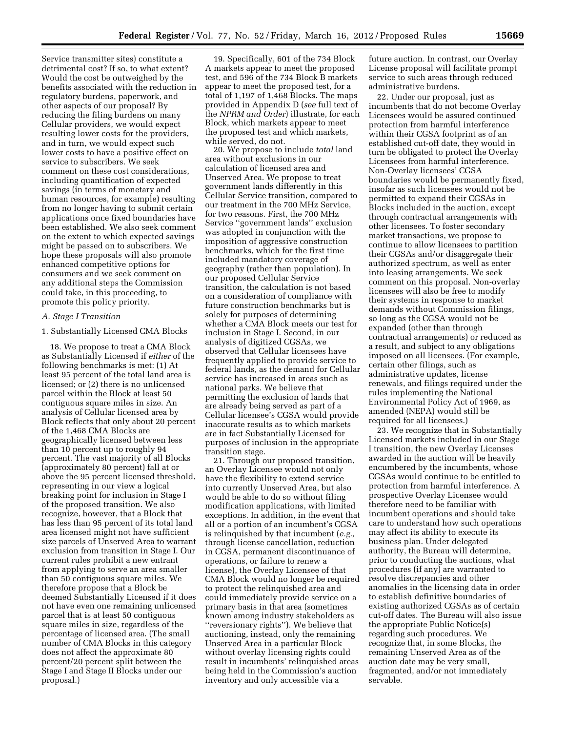Service transmitter sites) constitute a detrimental cost? If so, to what extent? Would the cost be outweighed by the benefits associated with the reduction in regulatory burdens, paperwork, and other aspects of our proposal? By reducing the filing burdens on many Cellular providers, we would expect resulting lower costs for the providers, and in turn, we would expect such lower costs to have a positive effect on service to subscribers. We seek comment on these cost considerations, including quantification of expected savings (in terms of monetary and human resources, for example) resulting from no longer having to submit certain applications once fixed boundaries have been established. We also seek comment on the extent to which expected savings might be passed on to subscribers. We hope these proposals will also promote enhanced competitive options for consumers and we seek comment on any additional steps the Commission could take, in this proceeding, to promote this policy priority.

### A. Stage I Transition

#### 1. Substantially Licensed CMA Blocks

18. We propose to treat a CMA Block as Substantially Licensed if *either* of the following benchmarks is met: (1) At least 95 percent of the total land area is licensed; or (2) there is no unlicensed parcel within the Block at least 50 contiguous square miles in size. An analysis of Cellular licensed area by Block reflects that only about 20 percent of the 1,468 CMA Blocks are geographically licensed between less than 10 percent up to roughly 94 percent. The vast majority of all Blocks (approximately 80 percent) fall at or above the 95 percent licensed threshold, representing in our view a logical breaking point for inclusion in Stage I of the proposed transition. We also recognize, however, that a Block that has less than 95 percent of its total land area licensed might not have sufficient size parcels of Unserved Area to warrant exclusion from transition in Stage I. Our current rules prohibit a new entrant from applying to serve an area smaller than 50 contiguous square miles. We therefore propose that a Block be deemed Substantially Licensed if it does not have even one remaining unlicensed parcel that is at least 50 contiguous square miles in size, regardless of the percentage of licensed area. (The small number of CMA Blocks in this category does not affect the approximate 80 percent/20 percent split between the Stage I and Stage II Blocks under our proposal.)

19. Specifically, 601 of the 734 Block A markets appear to meet the proposed test, and 596 of the 734 Block B markets appear to meet the proposed test, for a total of 1,197 of 1,468 Blocks. The maps provided in Appendix D (*see* full text of the *NPRM and Order*) illustrate, for each Block, which markets appear to meet the proposed test and which markets, while served, do not.

20. We propose to include *total* land area without exclusions in our calculation of licensed area and Unserved Area. We propose to treat government lands differently in this Cellular Service transition, compared to our treatment in the 700 MHz Service, for two reasons. First, the 700 MHz Service ''government lands'' exclusion was adopted in conjunction with the imposition of aggressive construction benchmarks, which for the first time included mandatory coverage of geography (rather than population). In our proposed Cellular Service transition, the calculation is not based on a consideration of compliance with future construction benchmarks but is solely for purposes of determining whether a CMA Block meets our test for inclusion in Stage I. Second, in our analysis of digitized CGSAs, we observed that Cellular licensees have frequently applied to provide service to federal lands, as the demand for Cellular service has increased in areas such as national parks. We believe that permitting the exclusion of lands that are already being served as part of a Cellular licensee's CGSA would provide inaccurate results as to which markets are in fact Substantially Licensed for purposes of inclusion in the appropriate transition stage.

21. Through our proposed transition, an Overlay Licensee would not only have the flexibility to extend service into currently Unserved Area, but also would be able to do so without filing modification applications, with limited exceptions. In addition, in the event that all or a portion of an incumbent's CGSA is relinquished by that incumbent (*e.g.,* through license cancellation, reduction in CGSA, permanent discontinuance of operations, or failure to renew a license), the Overlay Licensee of that CMA Block would no longer be required to protect the relinquished area and could immediately provide service on a primary basis in that area (sometimes known among industry stakeholders as ''reversionary rights''). We believe that auctioning, instead, only the remaining Unserved Area in a particular Block without overlay licensing rights could result in incumbents' relinquished areas being held in the Commission's auction inventory and only accessible via a future auction. In contrast, our Overlay License proposal will facilitate prompt service to such areas through reduced administrative burdens.

22. Under our proposal, just as incumbents that do not become Overlay Licensees would be assured continued protection from harmful interference within their CGSA footprint as of an established cut-off date, they would in turn be obligated to protect the Overlay Licensees from harmful interference. Non-Overlay licensees' CGSA boundaries would be permanently fixed, insofar as such licensees would not be permitted to expand their CGSAs in Blocks included in the auction, except through contractual arrangements with other licensees. To foster secondary market transactions, we propose to continue to allow licensees to partition their CGSAs and/or disaggregate their authorized spectrum, as well as enter into leasing arrangements. We seek comment on this proposal. Non-overlay licensees will also be free to modify their systems in response to market demands without Commission filings, so long as the CGSA would not be expanded (other than through contractual arrangements) or reduced as a result, and subject to any obligations imposed on all licensees. (For example, certain other filings, such as administrative updates, license renewals, and filings required under the rules implementing the National Environmental Policy Act of 1969, as amended (NEPA) would still be required for all licensees.)

23. We recognize that in Substantially Licensed markets included in our Stage I transition, the new Overlay Licenses awarded in the auction will be heavily encumbered by the incumbents, whose CGSAs would continue to be entitled to protection from harmful interference. A prospective Overlay Licensee would therefore need to be familiar with incumbent operations and should take care to understand how such operations may affect its ability to execute its business plan. Under delegated authority, the Bureau will determine, prior to conducting the auctions, what procedures (if any) are warranted to resolve discrepancies and other anomalies in the licensing data in order to establish definitive boundaries of existing authorized CGSAs as of certain cut-off dates. The Bureau will also issue the appropriate Public Notice(s) regarding such procedures. We recognize that, in some Blocks, the remaining Unserved Area as of the auction date may be very small, fragmented, and/or not immediately servable.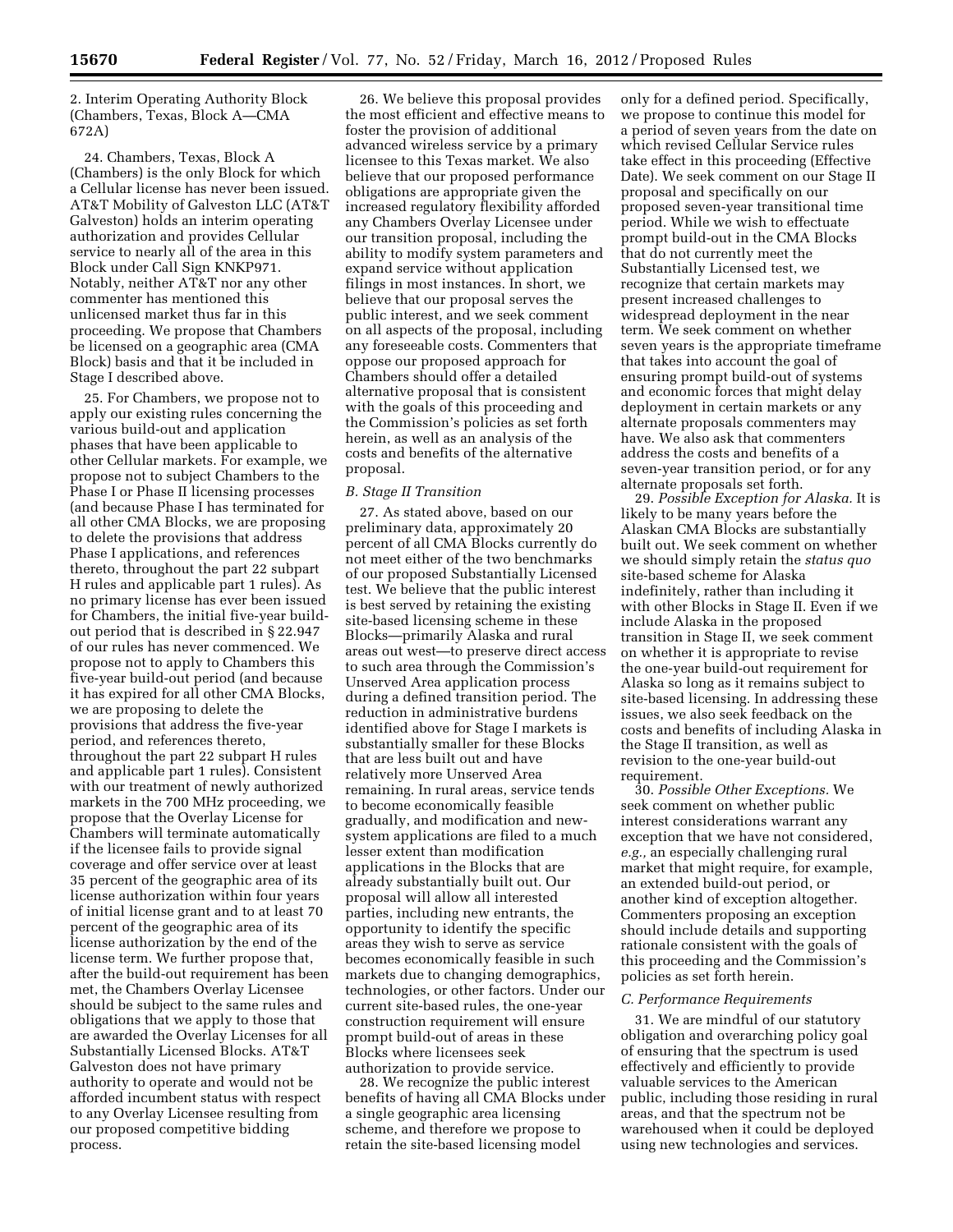2. Interim Operating Authority Block (Chambers, Texas, Block A—CMA 672A)

24. Chambers, Texas, Block A (Chambers) is the only Block for which a Cellular license has never been issued. AT&T Mobility of Galveston LLC (AT&T Galveston) holds an interim operating authorization and provides Cellular service to nearly all of the area in this Block under Call Sign KNKP971. Notably, neither AT&T nor any other commenter has mentioned this unlicensed market thus far in this proceeding. We propose that Chambers be licensed on a geographic area (CMA Block) basis and that it be included in Stage I described above.

25. For Chambers, we propose not to apply our existing rules concerning the various build-out and application phases that have been applicable to other Cellular markets. For example, we propose not to subject Chambers to the Phase I or Phase II licensing processes (and because Phase I has terminated for all other CMA Blocks, we are proposing to delete the provisions that address Phase I applications, and references thereto, throughout the part 22 subpart H rules and applicable part 1 rules). As no primary license has ever been issued for Chambers, the initial five-year build-out period that is described in § 22.947 of our rules has never commenced. We propose not to apply to Chambers this five-year build-out period (and because it has expired for all other CMA Blocks, we are proposing to delete the provisions that address the five-year period, and references thereto, throughout the part 22 subpart H rules and applicable part 1 rules). Consistent with our treatment of newly authorized markets in the 700 MHz proceeding, we propose that the Overlay License for Chambers will terminate automatically if the licensee fails to provide signal coverage and offer service over at least 35 percent of the geographic area of its license authorization within four years of initial license grant and to at least 70 percent of the geographic area of its license authorization by the end of the license term. We further propose that, after the build-out requirement has been met, the Chambers Overlay Licensee should be subject to the same rules and obligations that we apply to those that are awarded the Overlay Licenses for all Substantially Licensed Blocks. AT&T Galveston does not have primary authority to operate and would not be afforded incumbent status with respect to any Overlay Licensee resulting from our proposed competitive bidding process.

26. We believe this proposal provides the most efficient and effective means to foster the provision of additional advanced wireless service by a primary licensee to this Texas market. We also believe that our proposed performance obligations are appropriate given the increased regulatory flexibility afforded any Chambers Overlay Licensee under our transition proposal, including the ability to modify system parameters and expand service without application filings in most instances. In short, we believe that our proposal serves the public interest, and we seek comment on all aspects of the proposal, including any foreseeable costs. Commenters that oppose our proposed approach for Chambers should offer a detailed alternative proposal that is consistent with the goals of this proceeding and the Commission's policies as set forth herein, as well as an analysis of the costs and benefits of the alternative proposal.

### *B. Stage II Transition*

27. As stated above, based on our preliminary data, approximately 20 percent of all CMA Blocks currently do not meet either of the two benchmarks of our proposed Substantially Licensed test. We believe that the public interest is best served by retaining the existing site-based licensing scheme in these Blocks—primarily Alaska and rural areas out west—to preserve direct access to such area through the Commission's Unserved Area application process during a defined transition period. The reduction in administrative burdens identified above for Stage I markets is substantially smaller for these Blocks that are less built out and have relatively more Unserved Area remaining. In rural areas, service tends to become economically feasible gradually, and modification and new-system applications are filed to a much lesser extent than modification applications in the Blocks that are already substantially built out. Our proposal will allow all interested parties, including new entrants, the opportunity to identify the specific areas they wish to serve as service becomes economically feasible in such markets due to changing demographics, technologies, or other factors. Under our current site-based rules, the one-year construction requirement will ensure prompt build-out of areas in these Blocks where licensees seek authorization to provide service.

28. We recognize the public interest benefits of having all CMA Blocks under a single geographic area licensing scheme, and therefore we propose to retain the site-based licensing model only for a defined period. Specifically, we propose to continue this model for a period of seven years from the date on which revised Cellular Service rules take effect in this proceeding (Effective Date). We seek comment on our Stage II proposal and specifically on our proposed seven-year transitional time period. While we wish to effectuate prompt build-out in the CMA Blocks that do not currently meet the Substantially Licensed test, we recognize that certain markets may present increased challenges to widespread deployment in the near term. We seek comment on whether seven years is the appropriate timeframe that takes into account the goal of ensuring prompt build-out of systems and economic forces that might delay deployment in certain markets or any alternate proposals commenters may have. We also ask that commenters address the costs and benefits of a seven-year transition period, or for any alternate proposals set forth.

29. *Possible Exception for Alaska.* It is likely to be many years before the Alaskan CMA Blocks are substantially built out. We seek comment on whether we should simply retain the *status quo* site-based scheme for Alaska indefinitely, rather than including it with other Blocks in Stage II. Even if we include Alaska in the proposed transition in Stage II, we seek comment on whether it is appropriate to revise the one-year build-out requirement for Alaska so long as it remains subject to site-based licensing. In addressing these issues, we also seek feedback on the costs and benefits of including Alaska in the Stage II transition, as well as revision to the one-year build-out requirement.

30. *Possible Other Exceptions.* We seek comment on whether public interest considerations warrant any exception that we have not considered, *e.g.*, an especially challenging rural market that might require, for example, an extended build-out period, or another kind of exception altogether. Commenters proposing an exception should include details and supporting rationale consistent with the goals of this proceeding and the Commission's policies as set forth herein.

### *C. Performance Requirements*

31. We are mindful of our statutory obligation and overarching policy goal of ensuring that the spectrum is used effectively and efficiently to provide valuable services to the American public, including those residing in rural areas, and that the spectrum not be warehoused when it could be deployed using new technologies and services.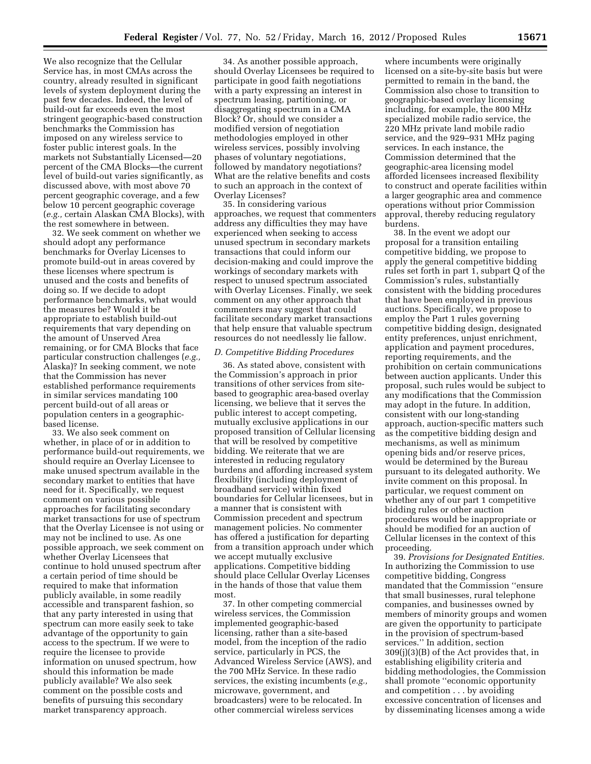We also recognize that the Cellular Service has, in most CMAs across the country, already resulted in significant levels of system deployment during the past few decades. Indeed, the level of build-out far exceeds even the most stringent geographic-based construction benchmarks the Commission has imposed on any wireless service to foster public interest goals. In the markets not Substantially Licensed—20 percent of the CMA Blocks—the current level of build-out varies significantly, as discussed above, with most above 70 percent geographic coverage, and a few below 10 percent geographic coverage (*e.g.,* certain Alaskan CMA Blocks), with the rest somewhere in between.

32. We seek comment on whether we should adopt any performance benchmarks for Overlay Licenses to promote build-out in areas covered by these licenses where spectrum is unused and the costs and benefits of doing so. If we decide to adopt performance benchmarks, what would the measures be? Would it be appropriate to establish build-out requirements that vary depending on the amount of Unserved Area remaining, or for CMA Blocks that face particular construction challenges (*e.g.,* Alaska)? In seeking comment, we note that the Commission has never established performance requirements in similar services mandating 100 percent build-out of all areas or population centers in a geographic-based license.

33. We also seek comment on whether, in place of or in addition to performance build-out requirements, we should require an Overlay Licensee to make unused spectrum available in the secondary market to entities that have need for it. Specifically, we request comment on various possible approaches for facilitating secondary market transactions for use of spectrum that the Overlay Licensee is not using or may not be inclined to use. As one possible approach, we seek comment on whether Overlay Licensees that continue to hold unused spectrum after a certain period of time should be required to make that information publicly available, in some readily accessible and transparent fashion, so that any party interested in using that spectrum can more easily seek to take advantage of the opportunity to gain access to the spectrum. If we were to require the licensee to provide information on unused spectrum, how should this information be made publicly available? We also seek comment on the possible costs and benefits of pursuing this secondary market transparency approach.

34. As another possible approach, should Overlay Licensees be required to participate in good faith negotiations with a party expressing an interest in spectrum leasing, partitioning, or disaggregating spectrum in a CMA Block? Or, should we consider a modified version of negotiation methodologies employed in other wireless services, possibly involving phases of voluntary negotiations, followed by mandatory negotiations? What are the relative benefits and costs to such an approach in the context of Overlay Licenses?

35. In considering various approaches, we request that commenters address any difficulties they may have experienced when seeking to access unused spectrum in secondary markets transactions that could inform our decision-making and could improve the workings of secondary markets with respect to unused spectrum associated with Overlay Licenses. Finally, we seek comment on any other approach that commenters may suggest that could facilitate secondary market transactions that help ensure that valuable spectrum resources do not needlessly lie fallow.

*D. Competitive Bidding Procedures*

36. As stated above, consistent with the Commission's approach in prior transitions of other services from site-based to geographic area-based overlay licensing, we believe that it serves the public interest to accept competing, mutually exclusive applications in our proposed transition of Cellular licensing that will be resolved by competitive bidding. We reiterate that we are interested in reducing regulatory burdens and affording increased system flexibility (including deployment of broadband service) within fixed boundaries for Cellular licensees, but in a manner that is consistent with Commission precedent and spectrum management policies. No commenter has offered a justification for departing from a transition approach under which we accept mutually exclusive applications. Competitive bidding should place Cellular Overlay Licenses in the hands of those that value them most.

37. In other competing commercial wireless services, the Commission implemented geographic-based licensing, rather than a site-based model, from the inception of the radio service, particularly in PCS, the Advanced Wireless Service (AWS), and the 700 MHz Service. In these radio services, the existing incumbents (*e.g.,* microwave, government, and broadcasters) were to be relocated. In other commercial wireless services where incumbents were originally licensed on a site-by-site basis but were permitted to remain in the band, the Commission also chose to transition to geographic-based overlay licensing including, for example, the 800 MHz specialized mobile radio service, the 220 MHz private land mobile radio service, and the 929–931 MHz paging services. In each instance, the Commission determined that the geographic-area licensing model afforded licensees increased flexibility to construct and operate facilities within a larger geographic area and commence operations without prior Commission approval, thereby reducing regulatory burdens.

38. In the event we adopt our proposal for a transition entailing competitive bidding, we propose to apply the general competitive bidding rules set forth in part 1, subpart Q of the Commission's rules, substantially consistent with the bidding procedures that have been employed in previous auctions. Specifically, we propose to employ the Part 1 rules governing competitive bidding design, designated entity preferences, unjust enrichment, application and payment procedures, reporting requirements, and the prohibition on certain communications between auction applicants. Under this proposal, such rules would be subject to any modifications that the Commission may adopt in the future. In addition, consistent with our long-standing approach, auction-specific matters such as the competitive bidding design and mechanisms, as well as minimum opening bids and/or reserve prices, would be determined by the Bureau pursuant to its delegated authority. We invite comment on this proposal. In particular, we request comment on whether any of our part 1 competitive bidding rules or other auction procedures would be inappropriate or should be modified for an auction of Cellular licenses in the context of this proceeding.

39. *Provisions for Designated Entities.* In authorizing the Commission to use competitive bidding, Congress mandated that the Commission ''ensure that small businesses, rural telephone companies, and businesses owned by members of minority groups and women are given the opportunity to participate in the provision of spectrum-based services.'' In addition, section 309(j)(3)(B) of the Act provides that, in establishing eligibility criteria and bidding methodologies, the Commission shall promote ''economic opportunity and competition . . . by avoiding excessive concentration of licenses and by disseminating licenses among a wide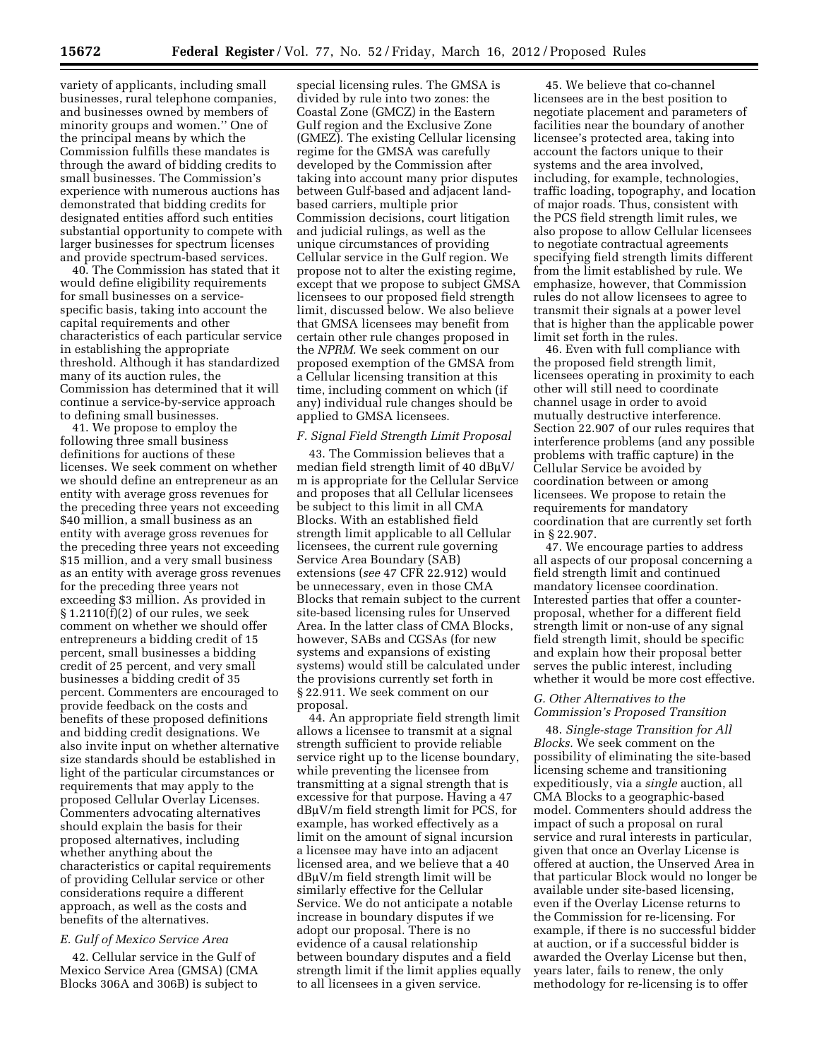variety of applicants, including small businesses, rural telephone companies, and businesses owned by members of minority groups and women.'' One of the principal means by which the Commission fulfills these mandates is through the award of bidding credits to small businesses. The Commission's experience with numerous auctions has demonstrated that bidding credits for designated entities afford such entities substantial opportunity to compete with larger businesses for spectrum licenses and provide spectrum-based services.

40. The Commission has stated that it would define eligibility requirements for small businesses on a service-specific basis, taking into account the capital requirements and other characteristics of each particular service in establishing the appropriate threshold. Although it has standardized many of its auction rules, the Commission has determined that it will continue a service-by-service approach to defining small businesses.

41. We propose to employ the following three small business definitions for auctions of these licenses. We seek comment on whether we should define an entrepreneur as an entity with average gross revenues for the preceding three years not exceeding $40 million, a small business as an entity with average gross revenues for the preceding three years not exceeding $15 million, and a very small business as an entity with average gross revenues for the preceding three years not exceeding $3 million. As provided in § 1.2110(f)(2) of our rules, we seek comment on whether we should offer entrepreneurs a bidding credit of 15 percent, small businesses a bidding credit of 25 percent, and very small businesses a bidding credit of 35 percent. Commenters are encouraged to provide feedback on the costs and benefits of these proposed definitions and bidding credit designations. We also invite input on whether alternative size standards should be established in light of the particular circumstances or requirements that may apply to the proposed Cellular Overlay Licenses. Commenters advocating alternatives should explain the basis for their proposed alternatives, including whether anything about the characteristics or capital requirements of providing Cellular service or other considerations require a different approach, as well as the costs and benefits of the alternatives.

### *E. Gulf of Mexico Service Area*

42. Cellular service in the Gulf of Mexico Service Area (GMSA) (CMA Blocks 306A and 306B) is subject to special licensing rules. The GMSA is divided by rule into two zones: the Coastal Zone (GMCZ) in the Eastern Gulf region and the Exclusive Zone (GMEZ). The existing Cellular licensing regime for the GMSA was carefully developed by the Commission after taking into account many prior disputes between Gulf-based and adjacent land-based carriers, multiple prior Commission decisions, court litigation and judicial rulings, as well as the unique circumstances of providing Cellular service in the Gulf region. We propose not to alter the existing regime, except that we propose to subject GMSA licensees to our proposed field strength limit, discussed below. We also believe that GMSA licensees may benefit from certain other rule changes proposed in the *NPRM.* We seek comment on our proposed exemption of the GMSA from a Cellular licensing transition at this time, including comment on which (if any) individual rule changes should be applied to GMSA licensees.

### *F. Signal Field Strength Limit Proposal*

43. The Commission believes that a median field strength limit of 40 dBμV/m is appropriate for the Cellular Service and proposes that all Cellular licensees be subject to this limit in all CMA Blocks. With an established field strength limit applicable to all Cellular licensees, the current rule governing Service Area Boundary (SAB) extensions (*see* 47 CFR 22.912) would be unnecessary, even in those CMA Blocks that remain subject to the current site-based licensing rules for Unserved Area. In the latter class of CMA Blocks, however, SABs and CGSAs (for new systems and expansions of existing systems) would still be calculated under the provisions currently set forth in § 22.911. We seek comment on our proposal.

44. An appropriate field strength limit allows a licensee to transmit at a signal strength sufficient to provide reliable service right up to the license boundary, while preventing the licensee from transmitting at a signal strength that is excessive for that purpose. Having a 47 dBμV/m field strength limit for PCS, for example, has worked effectively as a limit on the amount of signal incursion a licensee may have into an adjacent licensed area, and we believe that a 40 dBμV/m field strength limit will be similarly effective for the Cellular Service. We do not anticipate a notable increase in boundary disputes if we adopt our proposal. There is no evidence of a causal relationship between boundary disputes and a field strength limit if the limit applies equally to all licensees in a given service.

45. We believe that co-channel licensees are in the best position to negotiate placement and parameters of facilities near the boundary of another licensee's protected area, taking into account the factors unique to their systems and the area involved, including, for example, technologies, traffic loading, topography, and location of major roads. Thus, consistent with the PCS field strength limit rules, we also propose to allow Cellular licensees to negotiate contractual agreements specifying field strength limits different from the limit established by rule. We emphasize, however, that Commission rules do not allow licensees to agree to transmit their signals at a power level that is higher than the applicable power limit set forth in the rules.

46. Even with full compliance with the proposed field strength limit, licensees operating in proximity to each other will still need to coordinate channel usage in order to avoid mutually destructive interference. Section 22.907 of our rules requires that interference problems (and any possible problems with traffic capture) in the Cellular Service be avoided by coordination between or among licensees. We propose to retain the requirements for mandatory coordination that are currently set forth in § 22.907.

47. We encourage parties to address all aspects of our proposal concerning a field strength limit and continued mandatory licensee coordination. Interested parties that offer a counter-proposal, whether for a different field strength limit or non-use of any signal field strength limit, should be specific and explain how their proposal better serves the public interest, including whether it would be more cost effective.

### *G. Other Alternatives to the Commission's Proposed Transition*

48. *Single-stage Transition for All Blocks.* We seek comment on the possibility of eliminating the site-based licensing scheme and transitioning expeditiously, via a *single* auction, all CMA Blocks to a geographic-based model. Commenters should address the impact of such a proposal on rural service and rural interests in particular, given that once an Overlay License is offered at auction, the Unserved Area in that particular Block would no longer be available under site-based licensing, even if the Overlay License returns to the Commission for re-licensing. For example, if there is no successful bidder at auction, or if a successful bidder is awarded the Overlay License but then, years later, fails to renew, the only methodology for re-licensing is to offer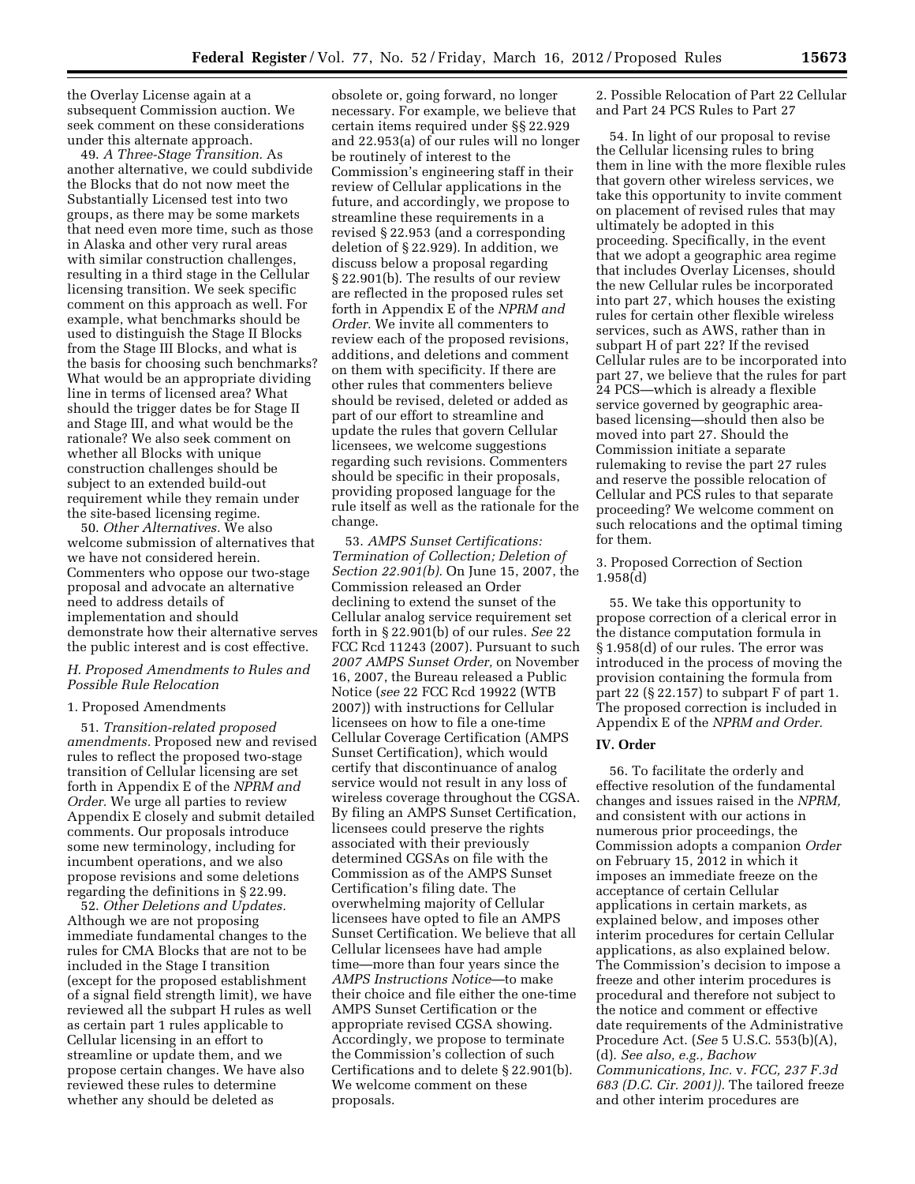the Overlay License again at a subsequent Commission auction. We seek comment on these considerations under this alternate approach.

49. *A Three-Stage Transition.* As another alternative, we could subdivide the Blocks that do not now meet the Substantially Licensed test into two groups, as there may be some markets that need even more time, such as those in Alaska and other very rural areas with similar construction challenges, resulting in a third stage in the Cellular licensing transition. We seek specific comment on this approach as well. For example, what benchmarks should be used to distinguish the Stage II Blocks from the Stage III Blocks, and what is the basis for choosing such benchmarks? What would be an appropriate dividing line in terms of licensed area? What should the trigger dates be for Stage II and Stage III, and what would be the rationale? We also seek comment on whether all Blocks with unique construction challenges should be subject to an extended build-out requirement while they remain under the site-based licensing regime.

50. *Other Alternatives.* We also welcome submission of alternatives that we have not considered herein. Commenters who oppose our two-stage proposal and advocate an alternative need to address details of implementation and should demonstrate how their alternative serves the public interest and is cost effective.

### H. Proposed Amendments to Rules and Possible Rule Relocation

#### 1. Proposed Amendments

51. *Transition-related proposed amendments.* Proposed new and revised rules to reflect the proposed two-stage transition of Cellular licensing are set forth in Appendix E of the *NPRM and Order.* We urge all parties to review Appendix E closely and submit detailed comments. Our proposals introduce some new terminology, including for incumbent operations, and we also propose revisions and some deletions regarding the definitions in § 22.99.

52. *Other Deletions and Updates.* Although we are not proposing immediate fundamental changes to the rules for CMA Blocks that are not to be included in the Stage I transition (except for the proposed establishment of a signal field strength limit), we have reviewed all the subpart H rules as well as certain part 1 rules applicable to Cellular licensing in an effort to streamline or update them, and we propose certain changes. We have also reviewed these rules to determine whether any should be deleted as obsolete or, going forward, no longer necessary. For example, we believe that certain items required under §§ 22.929 and 22.953(a) of our rules will no longer be routinely of interest to the Commission's engineering staff in their review of Cellular applications in the future, and accordingly, we propose to streamline these requirements in a revised § 22.953 (and a corresponding deletion of § 22.929). In addition, we discuss below a proposal regarding § 22.901(b). The results of our review are reflected in the proposed rules set forth in Appendix E of the *NPRM and Order.* We invite all commenters to review each of the proposed revisions, additions, and deletions and comment on them with specificity. If there are other rules that commenters believe should be revised, deleted or added as part of our effort to streamline and update the rules that govern Cellular licensees, we welcome suggestions regarding such revisions. Commenters should be specific in their proposals, providing proposed language for the rule itself as well as the rationale for the change.

53. *AMPS Sunset Certifications: Termination of Collection; Deletion of Section 22.901(b).* On June 15, 2007, the Commission released an Order declining to extend the sunset of the Cellular analog service requirement set forth in § 22.901(b) of our rules. *See* 22 FCC Rcd 11243 (2007). Pursuant to such *2007 AMPS Sunset Order,* on November 16, 2007, the Bureau released a Public Notice (*see* 22 FCC Rcd 19922 (WTB 2007)) with instructions for Cellular licensees on how to file a one-time Cellular Coverage Certification (AMPS Sunset Certification), which would certify that discontinuance of analog service would not result in any loss of wireless coverage throughout the CGSA. By filing an AMPS Sunset Certification, licensees could preserve the rights associated with their previously determined CGSAs on file with the Commission as of the AMPS Sunset Certification's filing date. The overwhelming majority of Cellular licensees have opted to file an AMPS Sunset Certification. We believe that all Cellular licensees have had ample time—more than four years since the *AMPS Instructions Notice*—to make their choice and file either the one-time AMPS Sunset Certification or the appropriate revised CGSA showing. Accordingly, we propose to terminate the Commission's collection of such Certifications and to delete § 22.901(b). We welcome comment on these proposals.

#### 2. Possible Relocation of Part 22 Cellular and Part 24 PCS Rules to Part 27

54. In light of our proposal to revise the Cellular licensing rules to bring them in line with the more flexible rules that govern other wireless services, we take this opportunity to invite comment on placement of revised rules that may ultimately be adopted in this proceeding. Specifically, in the event that we adopt a geographic area regime that includes Overlay Licenses, should the new Cellular rules be incorporated into part 27, which houses the existing rules for certain other flexible wireless services, such as AWS, rather than in subpart H of part 22? If the revised Cellular rules are to be incorporated into part 27, we believe that the rules for part 24 PCS—which is already a flexible service governed by geographic area-based licensing—should then also be moved into part 27. Should the Commission initiate a separate rulemaking to revise the part 27 rules and reserve the possible relocation of Cellular and PCS rules to that separate proceeding? We welcome comment on such relocations and the optimal timing for them.

#### 3. Proposed Correction of Section 1.958(d)

55. We take this opportunity to propose correction of a clerical error in the distance computation formula in § 1.958(d) of our rules. The error was introduced in the process of moving the provision containing the formula from part 22 (§ 22.157) to subpart F of part 1. The proposed correction is included in Appendix E of the *NPRM and Order.*

## IV. Order

56. To facilitate the orderly and effective resolution of the fundamental changes and issues raised in the *NPRM,* and consistent with our actions in numerous prior proceedings, the Commission adopts a companion *Order* on February 15, 2012 in which it imposes an immediate freeze on the acceptance of certain Cellular applications in certain markets, as explained below, and imposes other interim procedures for certain Cellular applications, as also explained below. The Commission's decision to impose a freeze and other interim procedures is procedural and therefore not subject to the notice and comment or effective date requirements of the Administrative Procedure Act. (*See* 5 U.S.C. 553(b)(A), (d). *See also, e.g., Bachow Communications, Inc.* v. *FCC, 237 F.3d 683 (D.C. Cir. 2001)).* The tailored freeze and other interim procedures are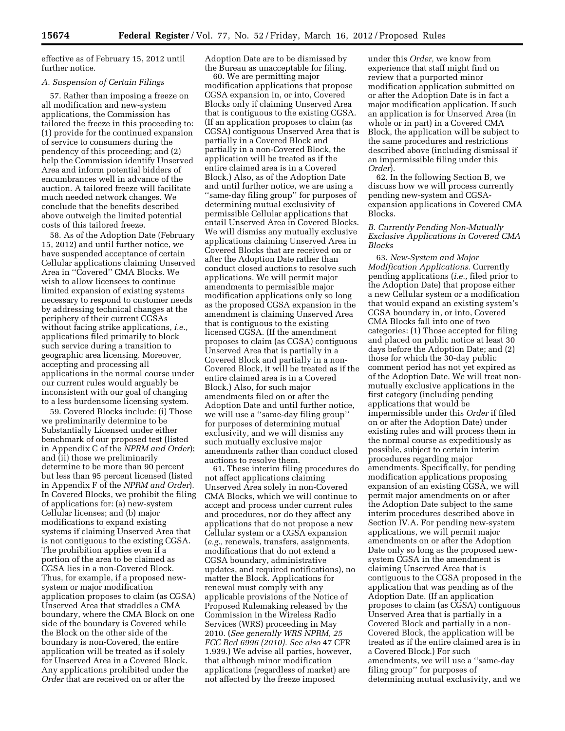effective as of February 15, 2012 until further notice.

### A. Suspension of Certain Filings

57. Rather than imposing a freeze on all modification and new-system applications, the Commission has tailored the freeze in this proceeding to: (1) provide for the continued expansion of service to consumers during the pendency of this proceeding; and (2) help the Commission identify Unserved Area and inform potential bidders of encumbrances well in advance of the auction. A tailored freeze will facilitate much needed network changes. We conclude that the benefits described above outweigh the limited potential costs of this tailored freeze.

58. As of the Adoption Date (February 15, 2012) and until further notice, we have suspended acceptance of certain Cellular applications claiming Unserved Area in "Covered" CMA Blocks. We wish to allow licensees to continue limited expansion of existing systems necessary to respond to customer needs by addressing technical changes at the periphery of their current CGSAs without facing strike applications, *i.e.,* applications filed primarily to block such service during a transition to geographic area licensing. Moreover, accepting and processing all applications in the normal course under our current rules would arguably be inconsistent with our goal of changing to a less burdensome licensing system.

59. Covered Blocks include: (i) Those we preliminarily determine to be Substantially Licensed under either benchmark of our proposed test (listed in Appendix C of the *NPRM and Order*); and (ii) those we preliminarily determine to be more than 90 percent but less than 95 percent licensed (listed in Appendix F of the *NPRM and Order*). In Covered Blocks, we prohibit the filing of applications for: (a) new-system Cellular licenses; and (b) major modifications to expand existing systems if claiming Unserved Area that is not contiguous to the existing CGSA. The prohibition applies even if a portion of the area to be claimed as CGSA lies in a non-Covered Block. Thus, for example, if a proposed new-system or major modification application proposes to claim (as CGSA) Unserved Area that straddles a CMA boundary, where the CMA Block on one side of the boundary is Covered while the Block on the other side of the boundary is non-Covered, the entire application will be treated as if solely for Unserved Area in a Covered Block. Any applications prohibited under the *Order* that are received on or after the Adoption Date are to be dismissed by the Bureau as unacceptable for filing.

60. We are permitting major modification applications that propose CGSA expansion in, or into, Covered Blocks only if claiming Unserved Area that is contiguous to the existing CGSA. (If an application proposes to claim (as CGSA) contiguous Unserved Area that is partially in a Covered Block and partially in a non-Covered Block, the application will be treated as if the entire claimed area is in a Covered Block.) Also, as of the Adoption Date and until further notice, we are using a "same-day filing group" for purposes of determining mutual exclusivity of permissible Cellular applications that entail Unserved Area in Covered Blocks. We will dismiss any mutually exclusive applications claiming Unserved Area in Covered Blocks that are received on or after the Adoption Date rather than conduct closed auctions to resolve such applications. We will permit major amendments to permissible major modification applications only so long as the proposed CGSA expansion in the amendment is claiming Unserved Area that is contiguous to the existing licensed CGSA. (If the amendment proposes to claim (as CGSA) contiguous Unserved Area that is partially in a Covered Block and partially in a non-Covered Block, it will be treated as if the entire claimed area is in a Covered Block.) Also, for such major amendments filed on or after the Adoption Date and until further notice, we will use a "same-day filing group" for purposes of determining mutual exclusivity, and we will dismiss any such mutually exclusive major amendments rather than conduct closed auctions to resolve them.

61. These interim filing procedures do not affect applications claiming Unserved Area solely in non-Covered CMA Blocks, which we will continue to accept and process under current rules and procedures, nor do they affect any applications that do not propose a new Cellular system or a CGSA expansion (*e.g.,* renewals, transfers, assignments, modifications that do not extend a CGSA boundary, administrative updates, and required notifications), no matter the Block. Applications for renewal must comply with any applicable provisions of the Notice of Proposed Rulemaking released by the Commission in the Wireless Radio Services (WRS) proceeding in May 2010. (*See generally WRS NPRM, 25 FCC Rcd 6996 (2010). See also* 47 CFR 1.939.) We advise all parties, however, that although minor modification applications (regardless of market) are not affected by the freeze imposed under this *Order,* we know from experience that staff might find on review that a purported minor modification application submitted on or after the Adoption Date is in fact a major modification application. If such an application is for Unserved Area (in whole or in part) in a Covered CMA Block, the application will be subject to the same procedures and restrictions described above (including dismissal if an impermissible filing under this *Order*).

62. In the following Section B, we discuss how we will process currently pending new-system and CGSA-expansion applications in Covered CMA Blocks.

### B. Currently Pending Non-Mutually Exclusive Applications in Covered CMA Blocks

63. *New-System and Major Modification Applications.* Currently pending applications (*i.e.,* filed prior to the Adoption Date) that propose either a new Cellular system or a modification that would expand an existing system's CGSA boundary in, or into, Covered CMA Blocks fall into one of two categories: (1) Those accepted for filing and placed on public notice at least 30 days before the Adoption Date; and (2) those for which the 30-day public comment period has not yet expired as of the Adoption Date. We will treat non-mutually exclusive applications in the first category (including pending applications that would be impermissible under this *Order* if filed on or after the Adoption Date) under existing rules and will process them in the normal course as expeditiously as possible, subject to certain interim procedures regarding major amendments. Specifically, for pending modification applications proposing expansion of an existing CGSA, we will permit major amendments on or after the Adoption Date subject to the same interim procedures described above in Section IV.A. For pending new-system applications, we will permit major amendments on or after the Adoption Date only so long as the proposed new-system CGSA in the amendment is claiming Unserved Area that is contiguous to the CGSA proposed in the application that was pending as of the Adoption Date. (If an application proposes to claim (as CGSA) contiguous Unserved Area that is partially in a Covered Block and partially in a non-Covered Block, the application will be treated as if the entire claimed area is in a Covered Block.) For such amendments, we will use a "same-day filing group" for purposes of determining mutual exclusivity, and we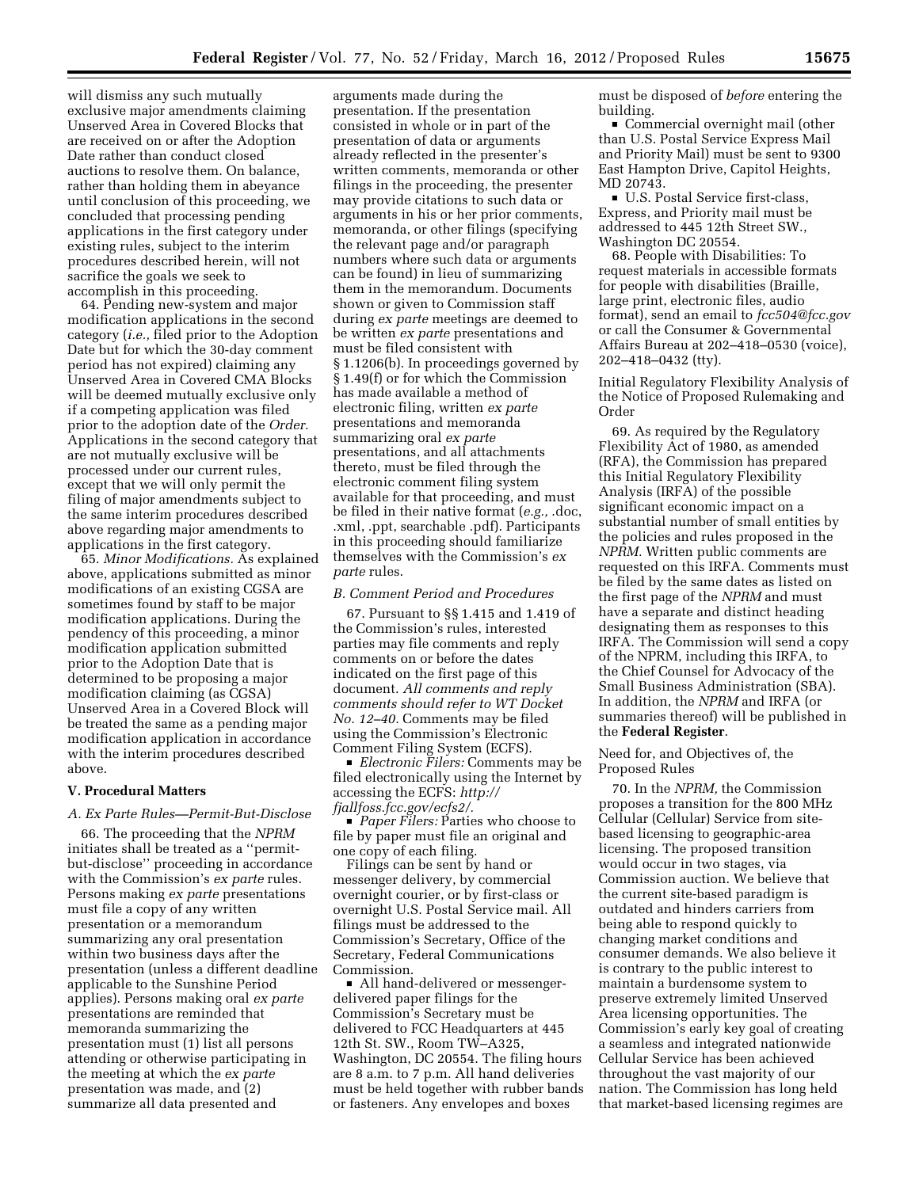will dismiss any such mutually exclusive major amendments claiming Unserved Area in Covered Blocks that are received on or after the Adoption Date rather than conduct closed auctions to resolve them. On balance, rather than holding them in abeyance until conclusion of this proceeding, we concluded that processing pending applications in the first category under existing rules, subject to the interim procedures described herein, will not sacrifice the goals we seek to accomplish in this proceeding.

64. Pending new-system and major modification applications in the second category (*i.e.,* filed prior to the Adoption Date but for which the 30-day comment period has not expired) claiming any Unserved Area in Covered CMA Blocks will be deemed mutually exclusive only if a competing application was filed prior to the adoption date of the *Order*. Applications in the second category that are not mutually exclusive will be processed under our current rules, except that we will only permit the filing of major amendments subject to the same interim procedures described above regarding major amendments to applications in the first category.

65. *Minor Modifications.* As explained above, applications submitted as minor modifications of an existing CGSA are sometimes found by staff to be major modification applications. During the pendency of this proceeding, a minor modification application submitted prior to the Adoption Date that is determined to be proposing a major modification claiming (as CGSA) Unserved Area in a Covered Block will be treated the same as a pending major modification application in accordance with the interim procedures described above.

## V. Procedural Matters

### A. Ex Parte Rules—Permit-But-Disclose

66. The proceeding that the *NPRM* initiates shall be treated as a ''permit-but-disclose'' proceeding in accordance with the Commission's *ex parte* rules. Persons making *ex parte* presentations must file a copy of any written presentation or a memorandum summarizing any oral presentation within two business days after the presentation (unless a different deadline applicable to the Sunshine Period applies). Persons making oral *ex parte* presentations are reminded that memoranda summarizing the presentation must (1) list all persons attending or otherwise participating in the meeting at which the *ex parte* presentation was made, and (2) summarize all data presented and arguments made during the presentation. If the presentation consisted in whole or in part of the presentation of data or arguments already reflected in the presenter's written comments, memoranda or other filings in the proceeding, the presenter may provide citations to such data or arguments in his or her prior comments, memoranda, or other filings (specifying the relevant page and/or paragraph numbers where such data or arguments can be found) in lieu of summarizing them in the memorandum. Documents shown or given to Commission staff during *ex parte* meetings are deemed to be written *ex parte* presentations and must be filed consistent with § 1.1206(b). In proceedings governed by § 1.49(f) or for which the Commission has made available a method of electronic filing, written *ex parte* presentations and memoranda summarizing oral *ex parte* presentations, and all attachments thereto, must be filed through the electronic comment filing system available for that proceeding, and must be filed in their native format (*e.g.,* .doc, .xml, .ppt, searchable .pdf). Participants in this proceeding should familiarize themselves with the Commission's *ex parte* rules.

### B. Comment Period and Procedures

67. Pursuant to §§ 1.415 and 1.419 of the Commission's rules, interested parties may file comments and reply comments on or before the dates indicated on the first page of this document. *All comments and reply comments should refer to WT Docket No. 12–40.* Comments may be filed using the Commission's Electronic Comment Filing System (ECFS).

- *Electronic Filers:* Comments may be filed electronically using the Internet by accessing the ECFS: *http://fjallfoss.fcc.gov/ecfs2/.*
- *Paper Filers:* Parties who choose to file by paper must file an original and one copy of each filing.

Filings can be sent by hand or messenger delivery, by commercial overnight courier, or by first-class or overnight U.S. Postal Service mail. All filings must be addressed to the Commission's Secretary, Office of the Secretary, Federal Communications Commission.

- All hand-delivered or messenger-delivered paper filings for the Commission's Secretary must be delivered to FCC Headquarters at 445 12th St. SW., Room TW–A325, Washington, DC 20554. The filing hours are 8 a.m. to 7 p.m. All hand deliveries must be held together with rubber bands or fasteners. Any envelopes and boxes must be disposed of *before* entering the building.
- Commercial overnight mail (other than U.S. Postal Service Express Mail and Priority Mail) must be sent to 9300 East Hampton Drive, Capitol Heights, MD 20743.
- U.S. Postal Service first-class, Express, and Priority mail must be addressed to 445 12th Street SW., Washington DC 20554.

68. People with Disabilities: To request materials in accessible formats for people with disabilities (Braille, large print, electronic files, audio format), send an email to *fcc504@fcc.gov* or call the Consumer & Governmental Affairs Bureau at 202–418–0530 (voice), 202–418–0432 (tty).

Initial Regulatory Flexibility Analysis of the Notice of Proposed Rulemaking and Order

69. As required by the Regulatory Flexibility Act of 1980, as amended (RFA), the Commission has prepared this Initial Regulatory Flexibility Analysis (IRFA) of the possible significant economic impact on a substantial number of small entities by the policies and rules proposed in the *NPRM.* Written public comments are requested on this IRFA. Comments must be filed by the same dates as listed on the first page of the *NPRM* and must have a separate and distinct heading designating them as responses to this IRFA. The Commission will send a copy of the NPRM, including this IRFA, to the Chief Counsel for Advocacy of the Small Business Administration (SBA). In addition, the *NPRM* and IRFA (or summaries thereof) will be published in the **Federal Register**.

Need for, and Objectives of, the Proposed Rules

70. In the *NPRM,* the Commission proposes a transition for the 800 MHz Cellular (Cellular) Service from site-based licensing to geographic-area licensing. The proposed transition would occur in two stages, via Commission auction. We believe that the current site-based paradigm is outdated and hinders carriers from being able to respond quickly to changing market conditions and consumer demands. We also believe it is contrary to the public interest to maintain a burdensome system to preserve extremely limited Unserved Area licensing opportunities. The Commission's early key goal of creating a seamless and integrated nationwide Cellular Service has been achieved throughout the vast majority of our nation. The Commission has long held that market-based licensing regimes are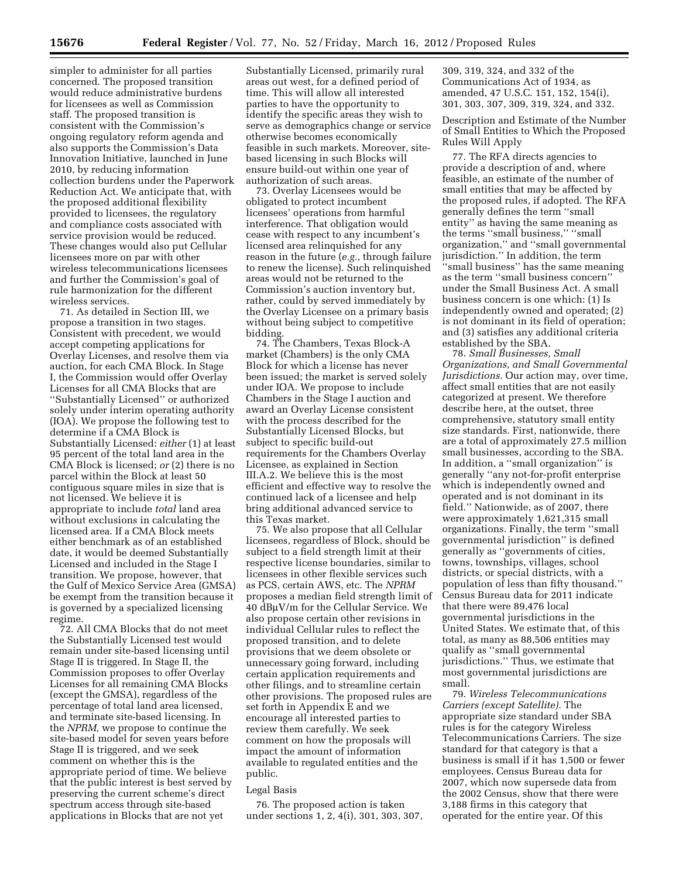simpler to administer for all parties concerned. The proposed transition would reduce administrative burdens for licensees as well as Commission staff. The proposed transition is consistent with the Commission's ongoing regulatory reform agenda and also supports the Commission's Data Innovation Initiative, launched in June 2010, by reducing information collection burdens under the Paperwork Reduction Act. We anticipate that, with the proposed additional flexibility provided to licensees, the regulatory and compliance costs associated with service provision would be reduced. These changes would also put Cellular licensees more on par with other wireless telecommunications licensees and further the Commission's goal of rule harmonization for the different wireless services.

71. As detailed in Section III, we propose a transition in two stages. Consistent with precedent, we would accept competing applications for Overlay Licenses, and resolve them via auction, for each CMA Block. In Stage I, the Commission would offer Overlay Licenses for all CMA Blocks that are ''Substantially Licensed'' or authorized solely under interim operating authority (IOA). We propose the following test to determine if a CMA Block is Substantially Licensed: *either* (1) at least 95 percent of the total land area in the CMA Block is licensed; *or* (2) there is no parcel within the Block at least 50 contiguous square miles in size that is not licensed. We believe it is appropriate to include *total* land area without exclusions in calculating the licensed area. If a CMA Block meets either benchmark as of an established date, it would be deemed Substantially Licensed and included in the Stage I transition. We propose, however, that the Gulf of Mexico Service Area (GMSA) be exempt from the transition because it is governed by a specialized licensing regime.

72. All CMA Blocks that do not meet the Substantially Licensed test would remain under site-based licensing until Stage II is triggered. In Stage II, the Commission proposes to offer Overlay Licenses for all remaining CMA Blocks (except the GMSA), regardless of the percentage of total land area licensed, and terminate site-based licensing. In the *NPRM,* we propose to continue the site-based model for seven years before Stage II is triggered, and we seek comment on whether this is the appropriate period of time. We believe that the public interest is best served by preserving the current scheme's direct spectrum access through site-based applications in Blocks that are not yet Substantially Licensed, primarily rural areas out west, for a defined period of time. This will allow all interested parties to have the opportunity to identify the specific areas they wish to serve as demographics change or service otherwise becomes economically feasible in such markets. Moreover, site-based licensing in such Blocks will ensure build-out within one year of authorization of such areas.

73. Overlay Licensees would be obligated to protect incumbent licensees' operations from harmful interference. That obligation would cease with respect to any incumbent's licensed area relinquished for any reason in the future (*e.g.,* through failure to renew the license). Such relinquished areas would not be returned to the Commission's auction inventory but, rather, could by served immediately by the Overlay Licensee on a primary basis without being subject to competitive bidding.

74. The Chambers, Texas Block-A market (Chambers) is the only CMA Block for which a license has never been issued; the market is served solely under IOA. We propose to include Chambers in the Stage I auction and award an Overlay License consistent with the process described for the Substantially Licensed Blocks, but subject to specific build-out requirements for the Chambers Overlay Licensee, as explained in Section III.A.2. We believe this is the most efficient and effective way to resolve the continued lack of a licensee and help bring additional advanced service to this Texas market.

75. We also propose that all Cellular licensees, regardless of Block, should be subject to a field strength limit at their respective license boundaries, similar to licensees in other flexible services such as PCS, certain AWS, etc. The *NPRM* proposes a median field strength limit of 40 dBμV/m for the Cellular Service. We also propose certain other revisions in individual Cellular rules to reflect the proposed transition, and to delete provisions that we deem obsolete or unnecessary going forward, including certain application requirements and other filings, and to streamline certain other provisions. The proposed rules are set forth in Appendix E and we encourage all interested parties to review them carefully. We seek comment on how the proposals will impact the amount of information available to regulated entities and the public.

## Legal Basis

76. The proposed action is taken under sections 1, 2, 4(i), 301, 303, 307, 309, 319, 324, and 332 of the Communications Act of 1934, as amended, 47 U.S.C. 151, 152, 154(i), 301, 303, 307, 309, 319, 324, and 332.

## Description and Estimate of the Number of Small Entities to Which the Proposed Rules Will Apply

77. The RFA directs agencies to provide a description of and, where feasible, an estimate of the number of small entities that may be affected by the proposed rules, if adopted. The RFA generally defines the term ''small entity'' as having the same meaning as the terms ''small business,'' ''small organization,'' and ''small governmental jurisdiction.'' In addition, the term ''small business'' has the same meaning as the term ''small business concern'' under the Small Business Act. A small business concern is one which: (1) Is independently owned and operated; (2) is not dominant in its field of operation; and (3) satisfies any additional criteria established by the SBA.

78. *Small Businesses, Small Organizations, and Small Governmental Jurisdictions.* Our action may, over time, affect small entities that are not easily categorized at present. We therefore describe here, at the outset, three comprehensive, statutory small entity size standards. First, nationwide, there are a total of approximately 27.5 million small businesses, according to the SBA. In addition, a ''small organization'' is generally ''any not-for-profit enterprise which is independently owned and operated and is not dominant in its field.'' Nationwide, as of 2007, there were approximately 1,621,315 small organizations. Finally, the term ''small governmental jurisdiction'' is defined generally as ''governments of cities, towns, townships, villages, school districts, or special districts, with a population of less than fifty thousand.'' Census Bureau data for 2011 indicate that there were 89,476 local governmental jurisdictions in the United States. We estimate that, of this total, as many as 88,506 entities may qualify as ''small governmental jurisdictions.'' Thus, we estimate that most governmental jurisdictions are small.

79. *Wireless Telecommunications Carriers (except Satellite).* The appropriate size standard under SBA rules is for the category Wireless Telecommunications Carriers. The size standard for that category is that a business is small if it has 1,500 or fewer employees. Census Bureau data for 2007, which now supersede data from the 2002 Census, show that there were 3,188 firms in this category that operated for the entire year. Of this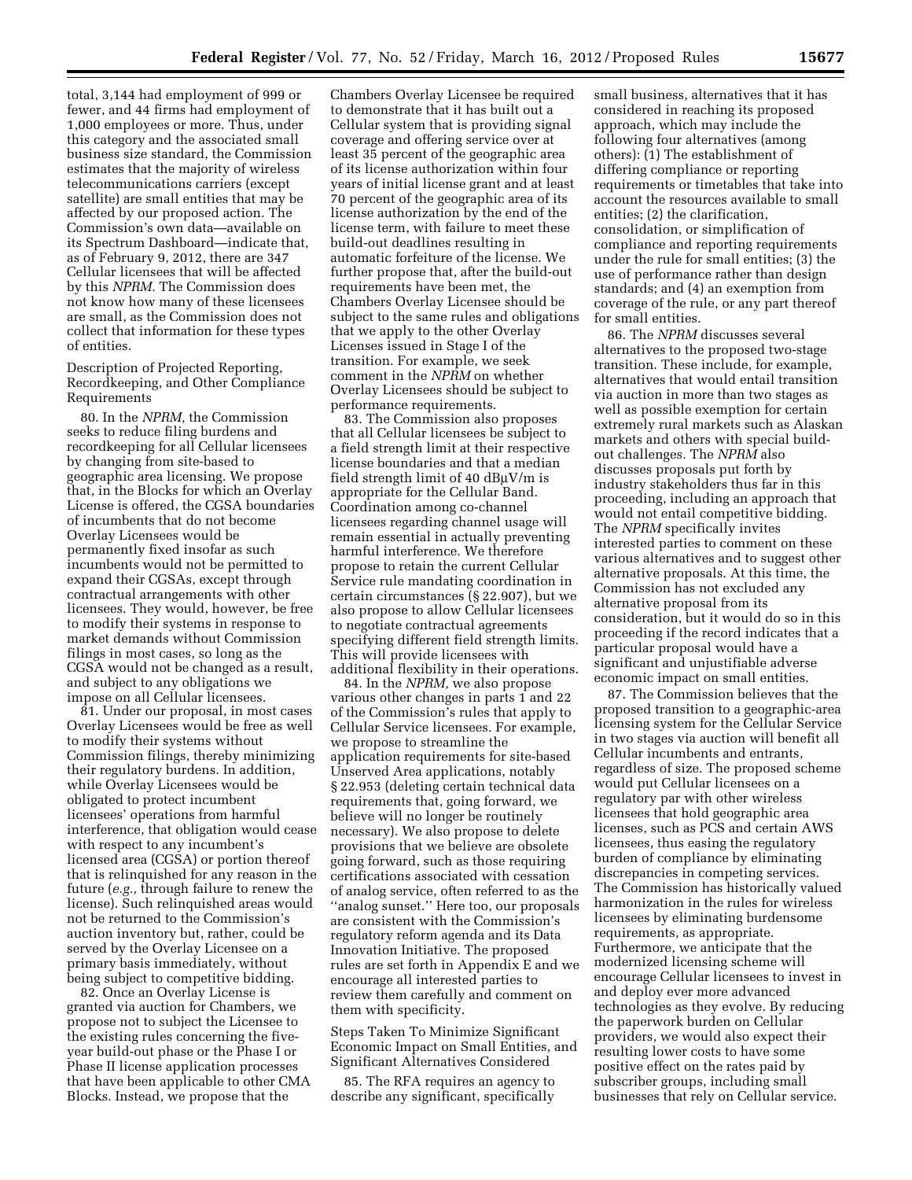total, 3,144 had employment of 999 or fewer, and 44 firms had employment of 1,000 employees or more. Thus, under this category and the associated small business size standard, the Commission estimates that the majority of wireless telecommunications carriers (except satellite) are small entities that may be affected by our proposed action. The Commission's own data—available on its Spectrum Dashboard—indicate that, as of February 9, 2012, there are 347 Cellular licensees that will be affected by this *NPRM.* The Commission does not know how many of these licensees are small, as the Commission does not collect that information for these types of entities.

Description of Projected Reporting, Recordkeeping, and Other Compliance Requirements

80. In the *NPRM,* the Commission seeks to reduce filing burdens and recordkeeping for all Cellular licensees by changing from site-based to geographic area licensing. We propose that, in the Blocks for which an Overlay License is offered, the CGSA boundaries of incumbents that do not become Overlay Licensees would be permanently fixed insofar as such incumbents would not be permitted to expand their CGSAs, except through contractual arrangements with other licensees. They would, however, be free to modify their systems in response to market demands without Commission filings in most cases, so long as the CGSA would not be changed as a result, and subject to any obligations we impose on all Cellular licensees.

81. Under our proposal, in most cases Overlay Licensees would be free as well to modify their systems without Commission filings, thereby minimizing their regulatory burdens. In addition, while Overlay Licensees would be obligated to protect incumbent licensees' operations from harmful interference, that obligation would cease with respect to any incumbent's licensed area (CGSA) or portion thereof that is relinquished for any reason in the future (*e.g.,* through failure to renew the license). Such relinquished areas would not be returned to the Commission's auction inventory but, rather, could be served by the Overlay Licensee on a primary basis immediately, without being subject to competitive bidding.

82. Once an Overlay License is granted via auction for Chambers, we propose not to subject the Licensee to the existing rules concerning the five-year build-out phase or the Phase I or Phase II license application processes that have been applicable to other CMA Blocks. Instead, we propose that the Chambers Overlay Licensee be required to demonstrate that it has built out a Cellular system that is providing signal coverage and offering service over at least 35 percent of the geographic area of its license authorization within four years of initial license grant and at least 70 percent of the geographic area of its license authorization by the end of the license term, with failure to meet these build-out deadlines resulting in automatic forfeiture of the license. We further propose that, after the build-out requirements have been met, the Chambers Overlay Licensee should be subject to the same rules and obligations that we apply to the other Overlay Licenses issued in Stage I of the transition. For example, we seek comment in the *NPRM* on whether Overlay Licensees should be subject to performance requirements.

83. The Commission also proposes that all Cellular licensees be subject to a field strength limit at their respective license boundaries and that a median field strength limit of 40 dBμV/m is appropriate for the Cellular Band. Coordination among co-channel licensees regarding channel usage will remain essential in actually preventing harmful interference. We therefore propose to retain the current Cellular Service rule mandating coordination in certain circumstances (§ 22.907), but we also propose to allow Cellular licensees to negotiate contractual agreements specifying different field strength limits. This will provide licensees with additional flexibility in their operations.

84. In the *NPRM,* we also propose various other changes in parts 1 and 22 of the Commission's rules that apply to Cellular Service licensees. For example, we propose to streamline the application requirements for site-based Unserved Area applications, notably § 22.953 (deleting certain technical data requirements that, going forward, we believe will no longer be routinely necessary). We also propose to delete provisions that we believe are obsolete going forward, such as those requiring certifications associated with cessation of analog service, often referred to as the ''analog sunset.'' Here too, our proposals are consistent with the Commission's regulatory reform agenda and its Data Innovation Initiative. The proposed rules are set forth in Appendix E and we encourage all interested parties to review them carefully and comment on them with specificity.

Steps Taken To Minimize Significant Economic Impact on Small Entities, and Significant Alternatives Considered

85. The RFA requires an agency to describe any significant, specifically small business, alternatives that it has considered in reaching its proposed approach, which may include the following four alternatives (among others): (1) The establishment of differing compliance or reporting requirements or timetables that take into account the resources available to small entities; (2) the clarification, consolidation, or simplification of compliance and reporting requirements under the rule for small entities; (3) the use of performance rather than design standards; and (4) an exemption from coverage of the rule, or any part thereof for small entities.

86. The *NPRM* discusses several alternatives to the proposed two-stage transition. These include, for example, alternatives that would entail transition via auction in more than two stages as well as possible exemption for certain extremely rural markets such as Alaskan markets and others with special build-out challenges. The *NPRM* also discusses proposals put forth by industry stakeholders thus far in this proceeding, including an approach that would not entail competitive bidding. The *NPRM* specifically invites interested parties to comment on these various alternatives and to suggest other alternative proposals. At this time, the Commission has not excluded any alternative proposal from its consideration, but it would do so in this proceeding if the record indicates that a particular proposal would have a significant and unjustifiable adverse economic impact on small entities.

87. The Commission believes that the proposed transition to a geographic-area licensing system for the Cellular Service in two stages via auction will benefit all Cellular incumbents and entrants, regardless of size. The proposed scheme would put Cellular licensees on a regulatory par with other wireless licensees that hold geographic area licenses, such as PCS and certain AWS licensees, thus easing the regulatory burden of compliance by eliminating discrepancies in competing services. The Commission has historically valued harmonization in the rules for wireless licensees by eliminating burdensome requirements, as appropriate. Furthermore, we anticipate that the modernized licensing scheme will encourage Cellular licensees to invest in and deploy ever more advanced technologies as they evolve. By reducing the paperwork burden on Cellular providers, we would also expect their resulting lower costs to have some positive effect on the rates paid by subscriber groups, including small businesses that rely on Cellular service.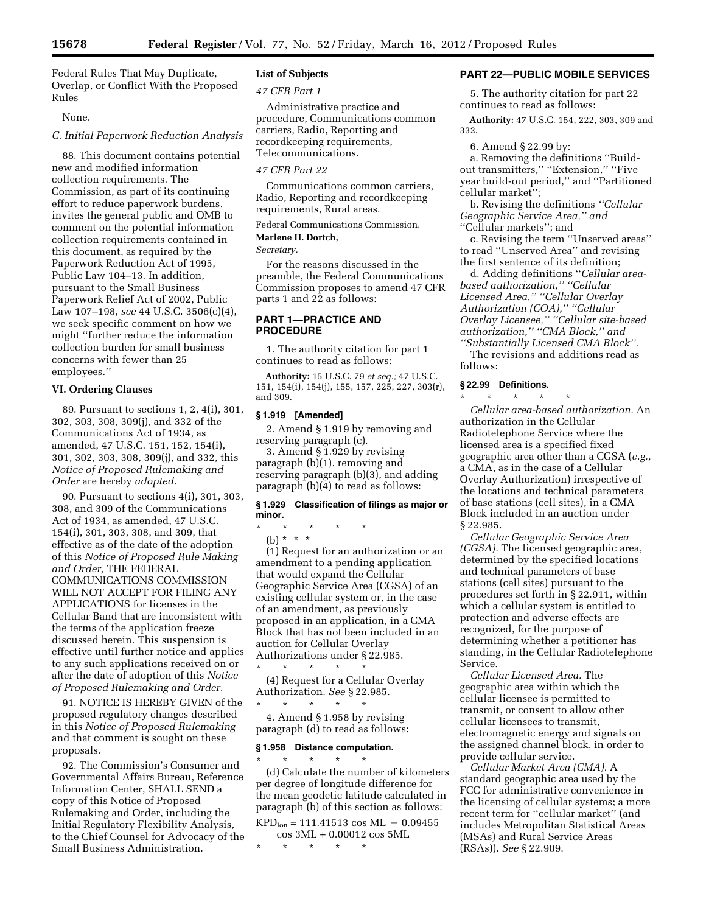Federal Rules That May Duplicate, Overlap, or Conflict With the Proposed Rules

None.

*C. Initial Paperwork Reduction Analysis*

88. This document contains potential new and modified information collection requirements. The Commission, as part of its continuing effort to reduce paperwork burdens, invites the general public and OMB to comment on the potential information collection requirements contained in this document, as required by the Paperwork Reduction Act of 1995, Public Law 104–13. In addition, pursuant to the Small Business Paperwork Relief Act of 2002, Public Law 107–198, *see* 44 U.S.C. 3506(c)(4), we seek specific comment on how we might ''further reduce the information collection burden for small business concerns with fewer than 25 employees.''

### VI. Ordering Clauses

89. Pursuant to sections 1, 2, 4(i), 301, 302, 303, 308, 309(j), and 332 of the Communications Act of 1934, as amended, 47 U.S.C. 151, 152, 154(i), 301, 302, 303, 308, 309(j), and 332, this *Notice of Proposed Rulemaking and Order* are hereby *adopted.*

90. Pursuant to sections 4(i), 301, 303, 308, and 309 of the Communications Act of 1934, as amended, 47 U.S.C. 154(i), 301, 303, 308, and 309, that effective as of the date of the adoption of this *Notice of Proposed Rule Making and Order,* THE FEDERAL COMMUNICATIONS COMMISSION WILL NOT ACCEPT FOR FILING ANY APPLICATIONS for licenses in the Cellular Band that are inconsistent with the terms of the application freeze discussed herein. This suspension is effective until further notice and applies to any such applications received on or after the date of adoption of this *Notice of Proposed Rulemaking and Order.*

91. NOTICE IS HEREBY GIVEN of the proposed regulatory changes described in this *Notice of Proposed Rulemaking* and that comment is sought on these proposals.

92. The Commission's Consumer and Governmental Affairs Bureau, Reference Information Center, SHALL SEND a copy of this Notice of Proposed Rulemaking and Order, including the Initial Regulatory Flexibility Analysis, to the Chief Counsel for Advocacy of the Small Business Administration.

### List of Subjects

*47 CFR Part 1*

Administrative practice and procedure, Communications common carriers, Radio, Reporting and recordkeeping requirements, Telecommunications.

*47 CFR Part 22*

Communications common carriers, Radio, Reporting and recordkeeping requirements, Rural areas.

Federal Communications Commission.

**Marlene H. Dortch,**

*Secretary.*

For the reasons discussed in the preamble, the Federal Communications Commission proposes to amend 47 CFR parts 1 and 22 as follows:

## PART 1—PRACTICE AND PROCEDURE

1. The authority citation for part 1 continues to read as follows:

**Authority:** 15 U.S.C. 79 *et seq.;* 47 U.S.C. 151, 154(i), 154(j), 155, 157, 225, 227, 303(r), and 309.

**§ 1.919 [Amended]**

2. Amend § 1.919 by removing and reserving paragraph (c).

3. Amend § 1.929 by revising paragraph (b)(1), removing and reserving paragraph (b)(3), and adding paragraph (b)(4) to read as follows:

**§ 1.929 Classification of filings as major or minor.**

\* \* \* \* \*

(b) \* \* \*

(1) Request for an authorization or an amendment to a pending application that would expand the Cellular Geographic Service Area (CGSA) of an existing cellular system or, in the case of an amendment, as previously proposed in an application, in a CMA Block that has not been included in an auction for Cellular Overlay Authorizations under § 22.985.

\* \* \* \* \*

(4) Request for a Cellular Overlay Authorization. *See* § 22.985.

\* \* \* \* \*

4. Amend § 1.958 by revising paragraph (d) to read as follows:

**§ 1.958 Distance computation.**

\* \* \* \* \*

(d) Calculate the number of kilometers per degree of longitude difference for the mean geodetic latitude calculated in paragraph (b) of this section as follows:

$$KPD_{lon} = 111.41513 \cos ML - 0.09455 \cos 3ML + 0.00012 \cos 5ML$$

\* \* \* \* \*

## PART 22—PUBLIC MOBILE SERVICES

5. The authority citation for part 22 continues to read as follows:

**Authority:** 47 U.S.C. 154, 222, 303, 309 and 332.

6. Amend § 22.99 by:

a. Removing the definitions ''Build-out transmitters,'' ''Extension,'' ''Five year build-out period,'' and ''Partitioned cellular market'';

b. Revising the definitions *''Cellular Geographic Service Area,'' and* ''Cellular markets''; and

c. Revising the term ''Unserved areas'' to read ''Unserved Area'' and revising the first sentence of its definition;

d. Adding definitions *''Cellular area-based authorization,'' ''Cellular Licensed Area,'' ''Cellular Overlay Authorization (COA),'' ''Cellular Overlay Licensee,'' ''Cellular site-based authorization,'' ''CMA Block,'' and ''Substantially Licensed CMA Block''.*

The revisions and additions read as follows:

**§ 22.99 Definitions.**

\* \* \* \* \*

*Cellular area-based authorization.* An authorization in the Cellular Radiotelephone Service where the licensed area is a specified fixed geographic area other than a CGSA (*e.g.,* a CMA, as in the case of a Cellular Overlay Authorization) irrespective of the locations and technical parameters of base stations (cell sites), in a CMA Block included in an auction under § 22.985.

*Cellular Geographic Service Area (CGSA).* The licensed geographic area, determined by the specified locations and technical parameters of base stations (cell sites) pursuant to the procedures set forth in § 22.911, within which a cellular system is entitled to protection and adverse effects are recognized, for the purpose of determining whether a petitioner has standing, in the Cellular Radiotelephone Service.

*Cellular Licensed Area.* The geographic area within which the cellular licensee is permitted to transmit, or consent to allow other cellular licensees to transmit, electromagnetic energy and signals on the assigned channel block, in order to provide cellular service.

*Cellular Market Area (CMA).* A standard geographic area used by the FCC for administrative convenience in the licensing of cellular systems; a more recent term for ''cellular market'' (and includes Metropolitan Statistical Areas (MSAs) and Rural Service Areas (RSAs)). *See* § 22.909.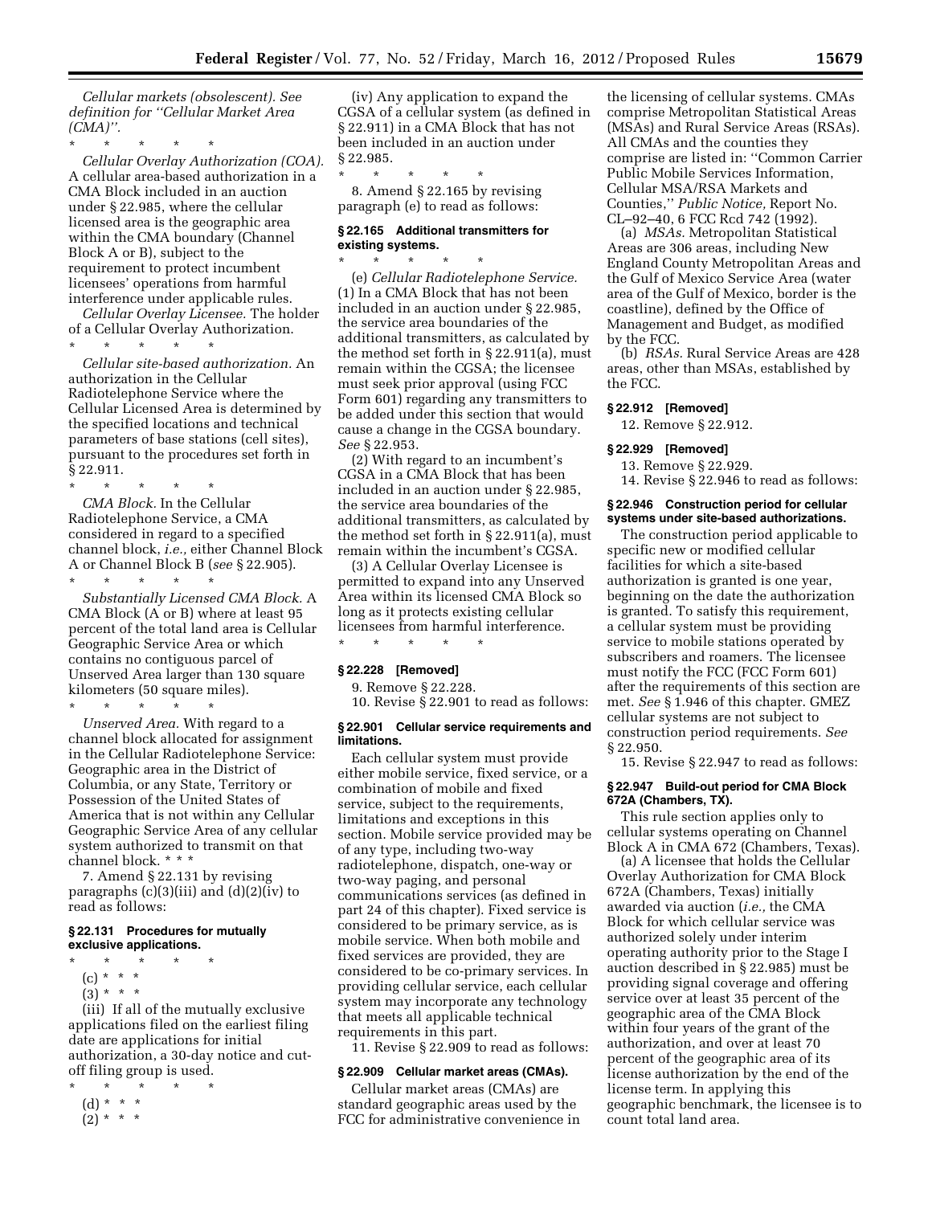*Cellular markets (obsolescent). See definition for "Cellular Market Area (CMA)".*

\* \* \* \* \*

*Cellular Overlay Authorization (COA).* A cellular area-based authorization in a CMA Block included in an auction under § 22.985, where the cellular licensed area is the geographic area within the CMA boundary (Channel Block A or B), subject to the requirement to protect incumbent licensees' operations from harmful interference under applicable rules.

*Cellular Overlay Licensee.* The holder of a Cellular Overlay Authorization.

\* \* \* \* \*

*Cellular site-based authorization.* An authorization in the Cellular Radiotelephone Service where the Cellular Licensed Area is determined by the specified locations and technical parameters of base stations (cell sites), pursuant to the procedures set forth in § 22.911.

\* \* \* \* \*

*CMA Block.* In the Cellular Radiotelephone Service, a CMA considered in regard to a specified channel block, *i.e.,* either Channel Block A or Channel Block B (*see* § 22.905).

\* \* \* \* \*

*Substantially Licensed CMA Block.* A CMA Block (A or B) where at least 95 percent of the total land area is Cellular Geographic Service Area or which contains no contiguous parcel of Unserved Area larger than 130 square kilometers (50 square miles).

\* \* \* \* \*

*Unserved Area.* With regard to a channel block allocated for assignment in the Cellular Radiotelephone Service: Geographic area in the District of Columbia, or any State, Territory or Possession of the United States of America that is not within any Cellular Geographic Service Area of any cellular system authorized to transmit on that channel block. \* \* \*

7. Amend § 22.131 by revising paragraphs (c)(3)(iii) and (d)(2)(iv) to read as follows:

**§ 22.131 Procedures for mutually exclusive applications.**

\* \* \* \* \*

(c) \* \* \*

(3) \* \* \*

(iii) If all of the mutually exclusive applications filed on the earliest filing date are applications for initial authorization, a 30-day notice and cut-off filing group is used.

\* \* \* \* \*

(d) \* \* \*

(2) \* \* \*

(iv) Any application to expand the CGSA of a cellular system (as defined in § 22.911) in a CMA Block that has not been included in an auction under § 22.985.

\* \* \* \* \*

8. Amend § 22.165 by revising paragraph (e) to read as follows:

**§ 22.165 Additional transmitters for existing systems.**

\* \* \* \* \*

(e) *Cellular Radiotelephone Service.* (1) In a CMA Block that has not been included in an auction under § 22.985, the service area boundaries of the additional transmitters, as calculated by the method set forth in § 22.911(a), must remain within the CGSA; the licensee must seek prior approval (using FCC Form 601) regarding any transmitters to be added under this section that would cause a change in the CGSA boundary. *See* § 22.953.

(2) With regard to an incumbent's CGSA in a CMA Block that has been included in an auction under § 22.985, the service area boundaries of the additional transmitters, as calculated by the method set forth in § 22.911(a), must remain within the incumbent's CGSA.

(3) A Cellular Overlay Licensee is permitted to expand into any Unserved Area within its licensed CMA Block so long as it protects existing cellular licensees from harmful interference.

\* \* \* \* \*

**§ 22.228 [Removed]**

9. Remove § 22.228.

10. Revise § 22.901 to read as follows:

**§ 22.901 Cellular service requirements and limitations.**

Each cellular system must provide either mobile service, fixed service, or a combination of mobile and fixed service, subject to the requirements, limitations and exceptions in this section. Mobile service provided may be of any type, including two-way radiotelephone, dispatch, one-way or two-way paging, and personal communications services (as defined in part 24 of this chapter). Fixed service is considered to be primary service, as is mobile service. When both mobile and fixed services are provided, they are considered to be co-primary services. In providing cellular service, each cellular system may incorporate any technology that meets all applicable technical requirements in this part.

11. Revise § 22.909 to read as follows:

**§ 22.909 Cellular market areas (CMAs).**

Cellular market areas (CMAs) are standard geographic areas used by the FCC for administrative convenience in the licensing of cellular systems. CMAs comprise Metropolitan Statistical Areas (MSAs) and Rural Service Areas (RSAs). All CMAs and the counties they comprise are listed in: "Common Carrier Public Mobile Services Information, Cellular MSA/RSA Markets and Counties," *Public Notice,* Report No. CL–92–40, 6 FCC Rcd 742 (1992).

(a) *MSAs.* Metropolitan Statistical Areas are 306 areas, including New England County Metropolitan Areas and the Gulf of Mexico Service Area (water area of the Gulf of Mexico, border is the coastline), defined by the Office of Management and Budget, as modified by the FCC.

(b) *RSAs.* Rural Service Areas are 428 areas, other than MSAs, established by the FCC.

**§ 22.912 [Removed]**

12. Remove § 22.912.

**§ 22.929 [Removed]**

13. Remove § 22.929.

14. Revise § 22.946 to read as follows:

**§ 22.946 Construction period for cellular systems under site-based authorizations.**

The construction period applicable to specific new or modified cellular facilities for which a site-based authorization is granted is one year, beginning on the date the authorization is granted. To satisfy this requirement, a cellular system must be providing service to mobile stations operated by subscribers and roamers. The licensee must notify the FCC (FCC Form 601) after the requirements of this section are met. *See* § 1.946 of this chapter. GMEZ cellular systems are not subject to construction period requirements. *See* § 22.950.

15. Revise § 22.947 to read as follows:

**§ 22.947 Build-out period for CMA Block 672A (Chambers, TX).**

This rule section applies only to cellular systems operating on Channel Block A in CMA 672 (Chambers, Texas).

(a) A licensee that holds the Cellular Overlay Authorization for CMA Block 672A (Chambers, Texas) initially awarded via auction (*i.e.,* the CMA Block for which cellular service was authorized solely under interim operating authority prior to the Stage I auction described in § 22.985) must be providing signal coverage and offering service over at least 35 percent of the geographic area of the CMA Block within four years of the grant of the authorization, and over at least 70 percent of the geographic area of its license authorization by the end of the license term. In applying this geographic benchmark, the licensee is to count total land area.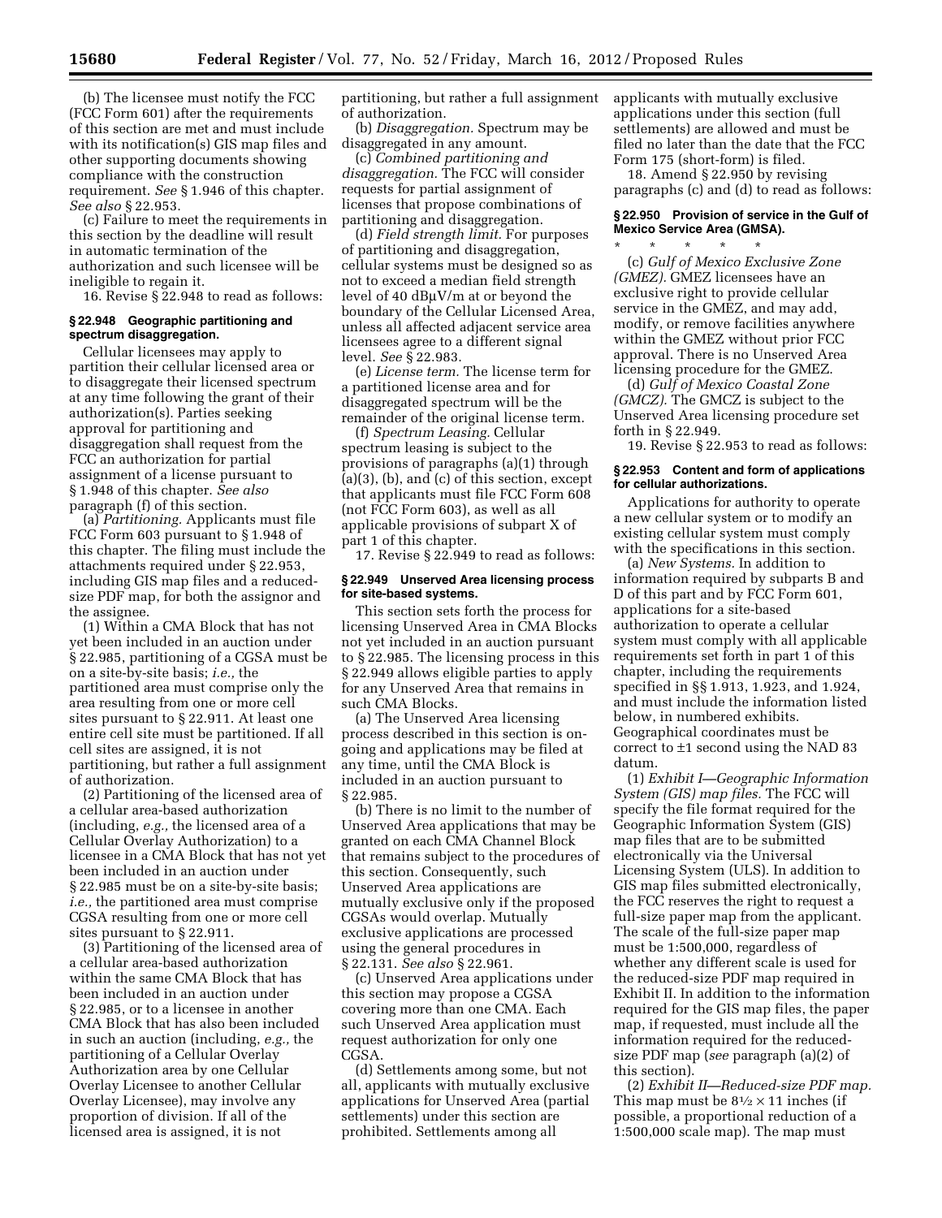(b) The licensee must notify the FCC (FCC Form 601) after the requirements of this section are met and must include with its notification(s) GIS map files and other supporting documents showing compliance with the construction requirement. *See* § 1.946 of this chapter. *See also* § 22.953.

(c) Failure to meet the requirements in this section by the deadline will result in automatic termination of the authorization and such licensee will be ineligible to regain it.

16. Revise § 22.948 to read as follows:

**§ 22.948 Geographic partitioning and spectrum disaggregation.**

Cellular licensees may apply to partition their cellular licensed area or to disaggregate their licensed spectrum at any time following the grant of their authorization(s). Parties seeking approval for partitioning and disaggregation shall request from the FCC an authorization for partial assignment of a license pursuant to § 1.948 of this chapter. *See also* paragraph (f) of this section.

(a) *Partitioning.* Applicants must file FCC Form 603 pursuant to § 1.948 of this chapter. The filing must include the attachments required under § 22.953, including GIS map files and a reduced-size PDF map, for both the assignor and the assignee.

(1) Within a CMA Block that has not yet been included in an auction under § 22.985, partitioning of a CGSA must be on a site-by-site basis; *i.e.,* the partitioned area must comprise only the area resulting from one or more cell sites pursuant to § 22.911. At least one entire cell site must be partitioned. If all cell sites are assigned, it is not partitioning, but rather a full assignment of authorization.

(2) Partitioning of the licensed area of a cellular area-based authorization (including, *e.g.,* the licensed area of a Cellular Overlay Authorization) to a licensee in a CMA Block that has not yet been included in an auction under § 22.985 must be on a site-by-site basis; *i.e.,* the partitioned area must comprise CGSA resulting from one or more cell sites pursuant to § 22.911.

(3) Partitioning of the licensed area of a cellular area-based authorization within the same CMA Block that has been included in an auction under § 22.985, or to a licensee in another CMA Block that has also been included in such an auction (including, *e.g.,* the partitioning of a Cellular Overlay Authorization area by one Cellular Overlay Licensee to another Cellular Overlay Licensee), may involve any proportion of division. If all of the licensed area is assigned, it is not partitioning, but rather a full assignment of authorization.

(b) *Disaggregation.* Spectrum may be disaggregated in any amount.

(c) *Combined partitioning and disaggregation.* The FCC will consider requests for partial assignment of licenses that propose combinations of partitioning and disaggregation.

(d) *Field strength limit.* For purposes of partitioning and disaggregation, cellular systems must be designed so as not to exceed a median field strength level of 40 dBμV/m at or beyond the boundary of the Cellular Licensed Area, unless all affected adjacent service area licensees agree to a different signal level. *See* § 22.983.

(e) *License term.* The license term for a partitioned license area and for disaggregated spectrum will be the remainder of the original license term.

(f) *Spectrum Leasing.* Cellular spectrum leasing is subject to the provisions of paragraphs (a)(1) through (a)(3), (b), and (c) of this section, except that applicants must file FCC Form 608 (not FCC Form 603), as well as all applicable provisions of subpart X of part 1 of this chapter.

17. Revise § 22.949 to read as follows:

**§ 22.949 Unserved Area licensing process for site-based systems.**

This section sets forth the process for licensing Unserved Area in CMA Blocks not yet included in an auction pursuant to § 22.985. The licensing process in this § 22.949 allows eligible parties to apply for any Unserved Area that remains in such CMA Blocks.

(a) The Unserved Area licensing process described in this section is on-going and applications may be filed at any time, until the CMA Block is included in an auction pursuant to § 22.985.

(b) There is no limit to the number of Unserved Area applications that may be granted on each CMA Channel Block that remains subject to the procedures of this section. Consequently, such Unserved Area applications are mutually exclusive only if the proposed CGSAs would overlap. Mutually exclusive applications are processed using the general procedures in § 22.131. *See also* § 22.961.

(c) Unserved Area applications under this section may propose a CGSA covering more than one CMA. Each such Unserved Area application must request authorization for only one CGSA.

(d) Settlements among some, but not all, applicants with mutually exclusive applications for Unserved Area (partial settlements) under this section are prohibited. Settlements among all applicants with mutually exclusive applications under this section (full settlements) are allowed and must be filed no later than the date that the FCC Form 175 (short-form) is filed.

18. Amend § 22.950 by revising paragraphs (c) and (d) to read as follows:

**§ 22.950 Provision of service in the Gulf of Mexico Service Area (GMSA).**

\* \* \* \* \*

(c) *Gulf of Mexico Exclusive Zone (GMEZ).* GMEZ licensees have an exclusive right to provide cellular service in the GMEZ, and may add, modify, or remove facilities anywhere within the GMEZ without prior FCC approval. There is no Unserved Area licensing procedure for the GMEZ.

(d) *Gulf of Mexico Coastal Zone (GMCZ).* The GMCZ is subject to the Unserved Area licensing procedure set forth in § 22.949.

19. Revise § 22.953 to read as follows:

**§ 22.953 Content and form of applications for cellular authorizations.**

Applications for authority to operate a new cellular system or to modify an existing cellular system must comply with the specifications in this section.

(a) *New Systems.* In addition to information required by subparts B and D of this part and by FCC Form 601, applications for a site-based authorization to operate a cellular system must comply with all applicable requirements set forth in part 1 of this chapter, including the requirements specified in §§ 1.913, 1.923, and 1.924, and must include the information listed below, in numbered exhibits. Geographical coordinates must be correct to ±1 second using the NAD 83 datum.

(1) *Exhibit I—Geographic Information System (GIS) map files.* The FCC will specify the file format required for the Geographic Information System (GIS) map files that are to be submitted electronically via the Universal Licensing System (ULS). In addition to GIS map files submitted electronically, the FCC reserves the right to request a full-size paper map from the applicant. The scale of the full-size paper map must be 1:500,000, regardless of whether any different scale is used for the reduced-size PDF map required in Exhibit II. In addition to the information required for the GIS map files, the paper map, if requested, must include all the information required for the reduced-size PDF map (*see* paragraph (a)(2) of this section).

(2) *Exhibit II—Reduced-size PDF map.* This map must be $8\frac{1}{2} \times 11$ inches (if possible, a proportional reduction of a 1:500,000 scale map). The map must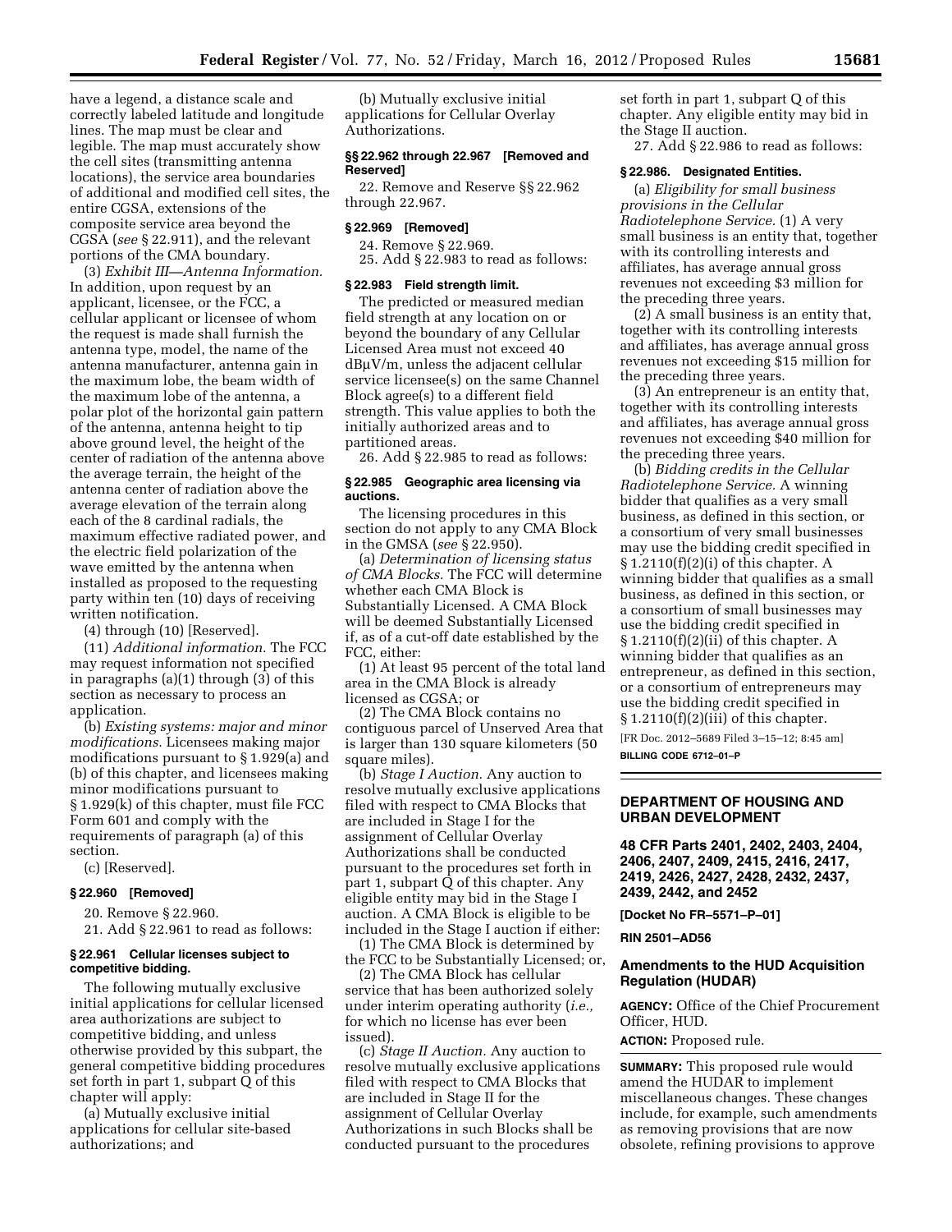have a legend, a distance scale and correctly labeled latitude and longitude lines. The map must be clear and legible. The map must accurately show the cell sites (transmitting antenna locations), the service area boundaries of additional and modified cell sites, the entire CGSA, extensions of the composite service area beyond the CGSA (*see* § 22.911), and the relevant portions of the CMA boundary.

(3) *Exhibit III—Antenna Information.* In addition, upon request by an applicant, licensee, or the FCC, a cellular applicant or licensee of whom the request is made shall furnish the antenna type, model, the name of the antenna manufacturer, antenna gain in the maximum lobe, the beam width of the maximum lobe of the antenna, a polar plot of the horizontal gain pattern of the antenna, antenna height to tip above ground level, the height of the center of radiation of the antenna above the average terrain, the height of the antenna center of radiation above the average elevation of the terrain along each of the 8 cardinal radials, the maximum effective radiated power, and the electric field polarization of the wave emitted by the antenna when installed as proposed to the requesting party within ten (10) days of receiving written notification.

(4) through (10) [Reserved].

(11) *Additional information.* The FCC may request information not specified in paragraphs (a)(1) through (3) of this section as necessary to process an application.

(b) *Existing systems: major and minor modifications.* Licensees making major modifications pursuant to § 1.929(a) and (b) of this chapter, and licensees making minor modifications pursuant to § 1.929(k) of this chapter, must file FCC Form 601 and comply with the requirements of paragraph (a) of this section.

(c) [Reserved].

### § 22.960 [Removed]

20. Remove § 22.960.

21. Add § 22.961 to read as follows:

### § 22.961 Cellular licenses subject to competitive bidding.

The following mutually exclusive initial applications for cellular licensed area authorizations are subject to competitive bidding, and unless otherwise provided by this subpart, the general competitive bidding procedures set forth in part 1, subpart Q of this chapter will apply:

(a) Mutually exclusive initial applications for cellular site-based authorizations; and

(b) Mutually exclusive initial applications for Cellular Overlay Authorizations.

### §§ 22.962 through 22.967 [Removed and Reserved]

22. Remove and Reserve §§ 22.962 through 22.967.

### § 22.969 [Removed]

24. Remove § 22.969.

25. Add § 22.983 to read as follows:

### § 22.983 Field strength limit.

The predicted or measured median field strength at any location on or beyond the boundary of any Cellular Licensed Area must not exceed 40 dBμV/m, unless the adjacent cellular service licensee(s) on the same Channel Block agree(s) to a different field strength. This value applies to both the initially authorized areas and to partitioned areas.

26. Add § 22.985 to read as follows:

### § 22.985 Geographic area licensing via auctions.

The licensing procedures in this section do not apply to any CMA Block in the GMSA (*see* § 22.950).

(a) *Determination of licensing status of CMA Blocks.* The FCC will determine whether each CMA Block is Substantially Licensed. A CMA Block will be deemed Substantially Licensed if, as of a cut-off date established by the FCC, either:

(1) At least 95 percent of the total land area in the CMA Block is already licensed as CGSA; or

(2) The CMA Block contains no contiguous parcel of Unserved Area that is larger than 130 square kilometers (50 square miles).

(b) *Stage I Auction.* Any auction to resolve mutually exclusive applications filed with respect to CMA Blocks that are included in Stage I for the assignment of Cellular Overlay Authorizations shall be conducted pursuant to the procedures set forth in part 1, subpart Q of this chapter. Any eligible entity may bid in the Stage I auction. A CMA Block is eligible to be included in the Stage I auction if either:

(1) The CMA Block is determined by the FCC to be Substantially Licensed; or,

(2) The CMA Block has cellular service that has been authorized solely under interim operating authority (*i.e.,* for which no license has ever been issued).

(c) *Stage II Auction.* Any auction to resolve mutually exclusive applications filed with respect to CMA Blocks that are included in Stage II for the assignment of Cellular Overlay Authorizations in such Blocks shall be conducted pursuant to the procedures set forth in part 1, subpart Q of this chapter. Any eligible entity may bid in the Stage II auction.

27. Add § 22.986 to read as follows:

### § 22.986. Designated Entities.

(a) *Eligibility for small business provisions in the Cellular Radiotelephone Service.* (1) A very small business is an entity that, together with its controlling interests and affiliates, has average annual gross revenues not exceeding $3 million for the preceding three years.

(2) A small business is an entity that, together with its controlling interests and affiliates, has average annual gross revenues not exceeding $15 million for the preceding three years.

(3) An entrepreneur is an entity that, together with its controlling interests and affiliates, has average annual gross revenues not exceeding $40 million for the preceding three years.

(b) *Bidding credits in the Cellular Radiotelephone Service.* A winning bidder that qualifies as a very small business, as defined in this section, or a consortium of very small businesses may use the bidding credit specified in § 1.2110(f)(2)(i) of this chapter. A winning bidder that qualifies as a small business, as defined in this section, or a consortium of small businesses may use the bidding credit specified in § 1.2110(f)(2)(ii) of this chapter. A winning bidder that qualifies as an entrepreneur, as defined in this section, or a consortium of entrepreneurs may use the bidding credit specified in § 1.2110(f)(2)(iii) of this chapter.

[FR Doc. 2012–5689 Filed 3–15–12; 8:45 am]

**BILLING CODE 6712–01–P**

---

## DEPARTMENT OF HOUSING AND URBAN DEVELOPMENT

### 48 CFR Parts 2401, 2402, 2403, 2404, 2406, 2407, 2409, 2415, 2416, 2417, 2419, 2426, 2427, 2428, 2432, 2437, 2439, 2442, and 2452

**[Docket No FR–5571–P–01]**

**RIN 2501–AD56**

### Amendments to the HUD Acquisition Regulation (HUDAR)

**AGENCY:** Office of the Chief Procurement Officer, HUD.

**ACTION:** Proposed rule.

**SUMMARY:** This proposed rule would amend the HUDAR to implement miscellaneous changes. These changes include, for example, such amendments as removing provisions that are now obsolete, refining provisions to approve